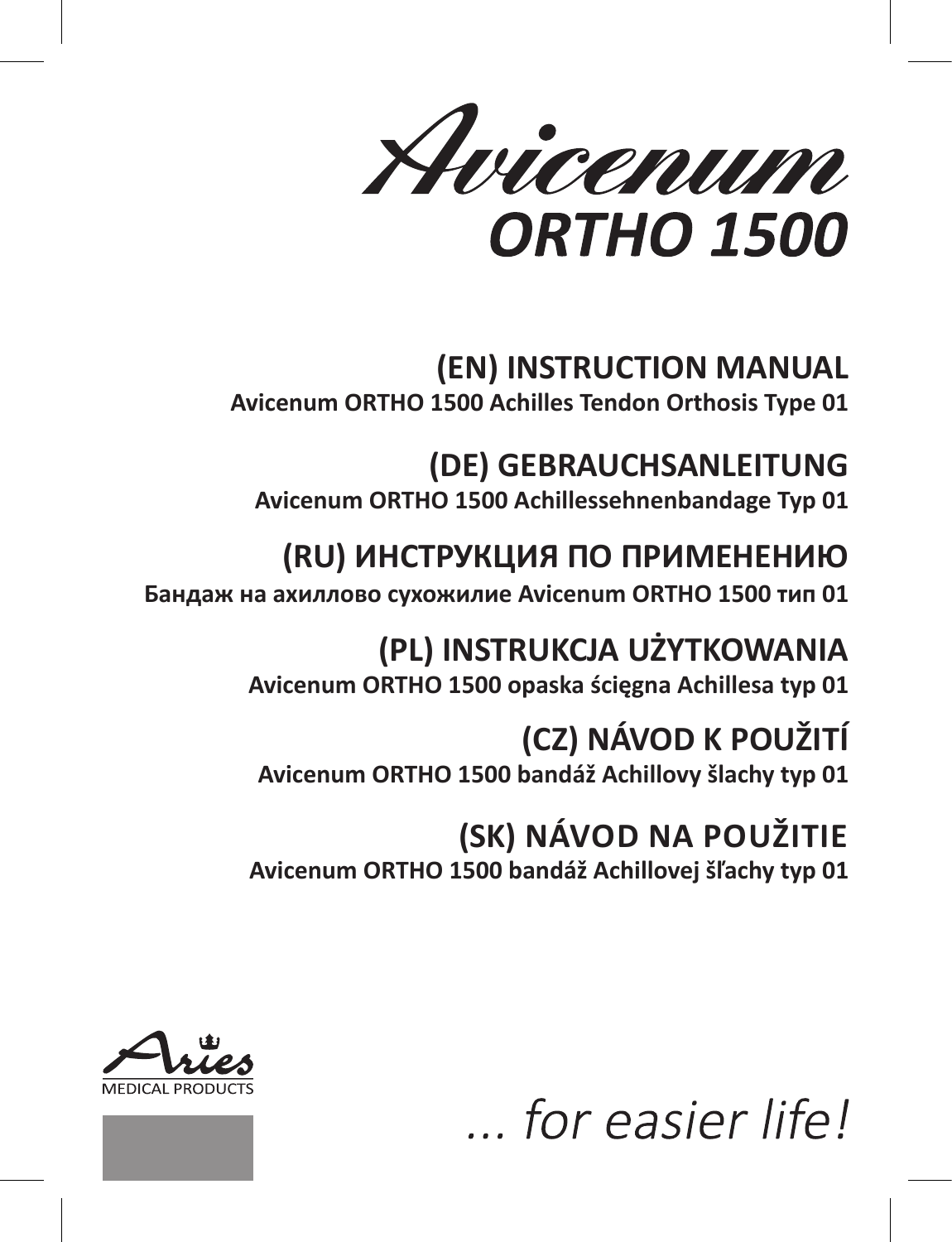# Avicenum ORTHO 1500

## (EN) INSTRUCTION MANUAL
**Avicenum ORTHO 1500 Achilles Tendon Orthosis Type 01**

## (DE) GEBRAUCHSANLEITUNG
**Avicenum ORTHO 1500 Achillessehnenbandage Typ 01**

## (RU) ИНСТРУКЦИЯ ПО ПРИМЕНЕНИЮ
**Бандаж на ахиллово сухожилие Avicenum ORTHO 1500 тип 01**

## (PL) INSTRUKCJA UŻYTKOWANIA
**Avicenum ORTHO 1500 opaska ścięgna Achillesa typ 01**

## (CZ) NÁVOD K POUŽITÍ
**Avicenum ORTHO 1500 bandáž Achillovy šlachy typ 01**

## (SK) NÁVOD NA POUŽITIE
**Avicenum ORTHO 1500 bandáž Achillovej šľachy typ 01**

Aries MEDICAL PRODUCTS

*... for easier life!*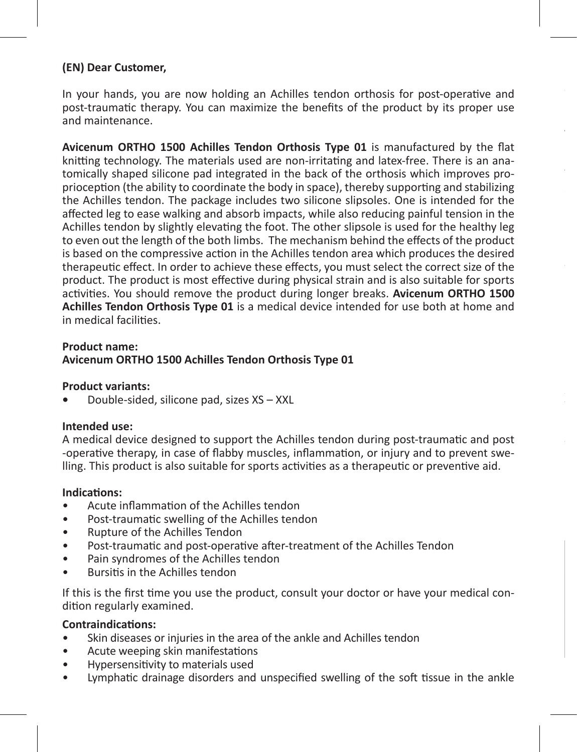**(EN) Dear Customer,**

In your hands, you are now holding an Achilles tendon orthosis for post-operative and post-traumatic therapy. You can maximize the benefits of the product by its proper use and maintenance.

**Avicenum ORTHO 1500 Achilles Tendon Orthosis Type 01** is manufactured by the flat knitting technology. The materials used are non-irritating and latex-free. There is an anatomically shaped silicone pad integrated in the back of the orthosis which improves proprioception (the ability to coordinate the body in space), thereby supporting and stabilizing the Achilles tendon. The package includes two silicone slipsoles. One is intended for the affected leg to ease walking and absorb impacts, while also reducing painful tension in the Achilles tendon by slightly elevating the foot. The other slipsole is used for the healthy leg to even out the length of the both limbs. The mechanism behind the effects of the product is based on the compressive action in the Achilles tendon area which produces the desired therapeutic effect. In order to achieve these effects, you must select the correct size of the product. The product is most effective during physical strain and is also suitable for sports activities. You should remove the product during longer breaks. **Avicenum ORTHO 1500 Achilles Tendon Orthosis Type 01** is a medical device intended for use both at home and in medical facilities.

**Product name:**
**Avicenum ORTHO 1500 Achilles Tendon Orthosis Type 01**

**Product variants:**

- Double-sided, silicone pad, sizes XS – XXL

**Intended use:**
A medical device designed to support the Achilles tendon during post-traumatic and post-operative therapy, in case of flabby muscles, inflammation, or injury and to prevent swelling. This product is also suitable for sports activities as a therapeutic or preventive aid.

**Indications:**

- Acute inflammation of the Achilles tendon
- Post-traumatic swelling of the Achilles tendon
- Rupture of the Achilles Tendon
- Post-traumatic and post-operative after-treatment of the Achilles Tendon
- Pain syndromes of the Achilles tendon
- Bursitis in the Achilles tendon

If this is the first time you use the product, consult your doctor or have your medical condition regularly examined.

**Contraindications:**

- Skin diseases or injuries in the area of the ankle and Achilles tendon
- Acute weeping skin manifestations
- Hypersensitivity to materials used
- Lymphatic drainage disorders and unspecified swelling of the soft tissue in the ankle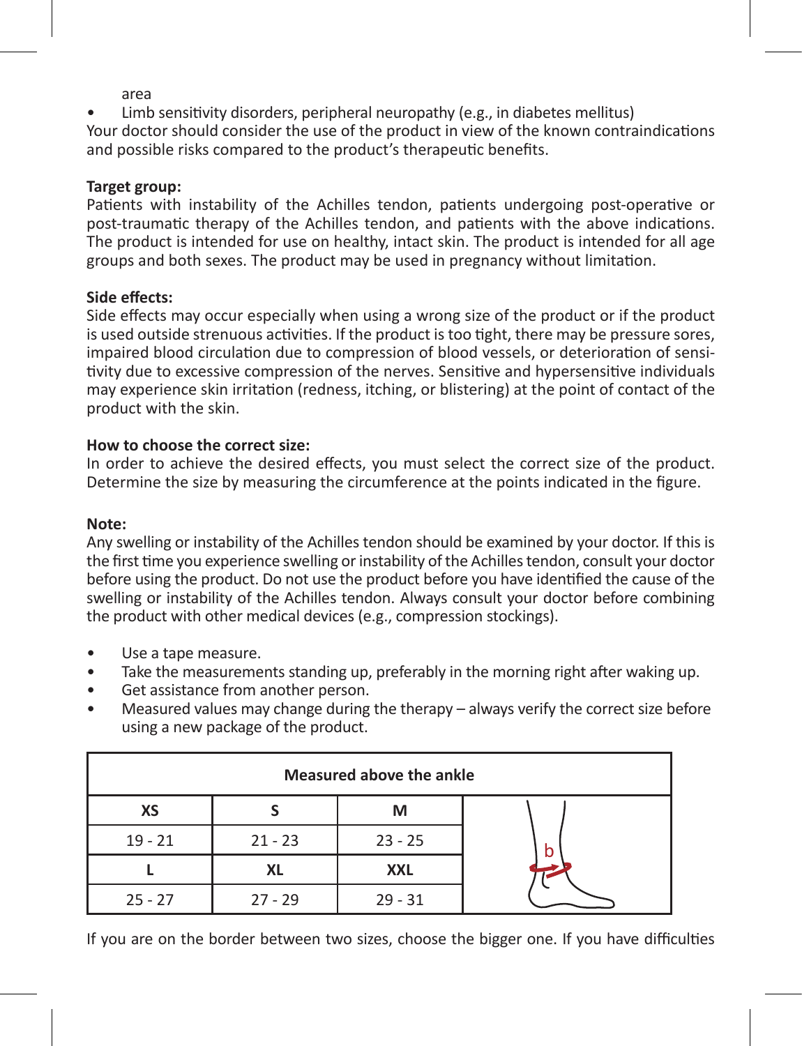area

- Limb sensitivity disorders, peripheral neuropathy (e.g., in diabetes mellitus)

Your doctor should consider the use of the product in view of the known contraindications and possible risks compared to the product's therapeutic benefits.

**Target group:**
Patients with instability of the Achilles tendon, patients undergoing post-operative or post-traumatic therapy of the Achilles tendon, and patients with the above indications. The product is intended for use on healthy, intact skin. The product is intended for all age groups and both sexes. The product may be used in pregnancy without limitation.

**Side effects:**
Side effects may occur especially when using a wrong size of the product or if the product is used outside strenuous activities. If the product is too tight, there may be pressure sores, impaired blood circulation due to compression of blood vessels, or deterioration of sensitivity due to excessive compression of the nerves. Sensitive and hypersensitive individuals may experience skin irritation (redness, itching, or blistering) at the point of contact of the product with the skin.

**How to choose the correct size:**
In order to achieve the desired effects, you must select the correct size of the product. Determine the size by measuring the circumference at the points indicated in the figure.

**Note:**
Any swelling or instability of the Achilles tendon should be examined by your doctor. If this is the first time you experience swelling or instability of the Achilles tendon, consult your doctor before using the product. Do not use the product before you have identified the cause of the swelling or instability of the Achilles tendon. Always consult your doctor before combining the product with other medical devices (e.g., compression stockings).

- Use a tape measure.
- Take the measurements standing up, preferably in the morning right after waking up.
- Get assistance from another person.
- Measured values may change during the therapy – always verify the correct size before using a new package of the product.

| Measured above the ankle | | | |
|---|---|---|---|
| **XS** | **S** | **M** | b |
| 19 - 21 | 21 - 23 | 23 - 25 | |
| **L** | **XL** | **XXL** | |
| 25 - 27 | 27 - 29 | 29 - 31 | |

If you are on the border between two sizes, choose the bigger one. If you have difficulties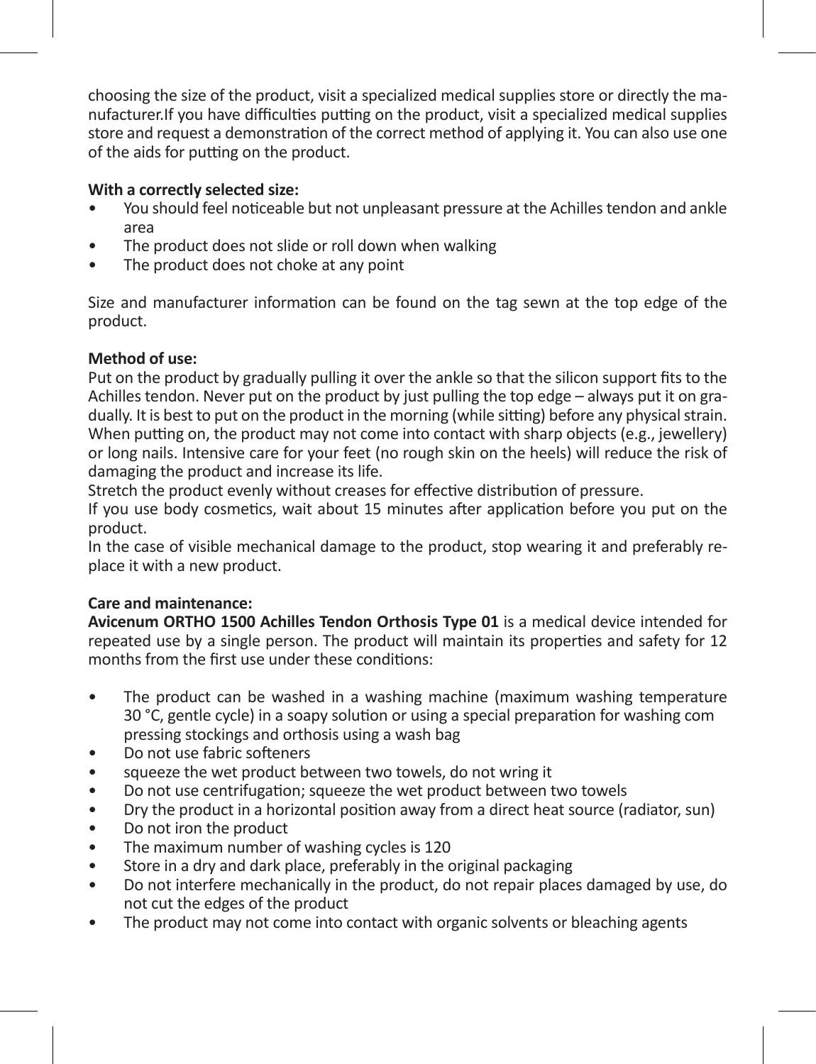choosing the size of the product, visit a specialized medical supplies store or directly the manufacturer.If you have difficulties putting on the product, visit a specialized medical supplies store and request a demonstration of the correct method of applying it. You can also use one of the aids for putting on the product.

**With a correctly selected size:**

- You should feel noticeable but not unpleasant pressure at the Achilles tendon and ankle area
- The product does not slide or roll down when walking
- The product does not choke at any point

Size and manufacturer information can be found on the tag sewn at the top edge of the product.

**Method of use:**

Put on the product by gradually pulling it over the ankle so that the silicon support fits to the Achilles tendon. Never put on the product by just pulling the top edge – always put it on gradually. It is best to put on the product in the morning (while sitting) before any physical strain. When putting on, the product may not come into contact with sharp objects (e.g., jewellery) or long nails. Intensive care for your feet (no rough skin on the heels) will reduce the risk of damaging the product and increase its life.
Stretch the product evenly without creases for effective distribution of pressure.
If you use body cosmetics, wait about 15 minutes after application before you put on the product.
In the case of visible mechanical damage to the product, stop wearing it and preferably replace it with a new product.

**Care and maintenance:**

**Avicenum ORTHO 1500 Achilles Tendon Orthosis Type 01** is a medical device intended for repeated use by a single person. The product will maintain its properties and safety for 12 months from the first use under these conditions:

- The product can be washed in a washing machine (maximum washing temperature 30 °C, gentle cycle) in a soapy solution or using a special preparation for washing com pressing stockings and orthosis using a wash bag
- Do not use fabric softeners
- squeeze the wet product between two towels, do not wring it
- Do not use centrifugation; squeeze the wet product between two towels
- Dry the product in a horizontal position away from a direct heat source (radiator, sun)
- Do not iron the product
- The maximum number of washing cycles is 120
- Store in a dry and dark place, preferably in the original packaging
- Do not interfere mechanically in the product, do not repair places damaged by use, do not cut the edges of the product
- The product may not come into contact with organic solvents or bleaching agents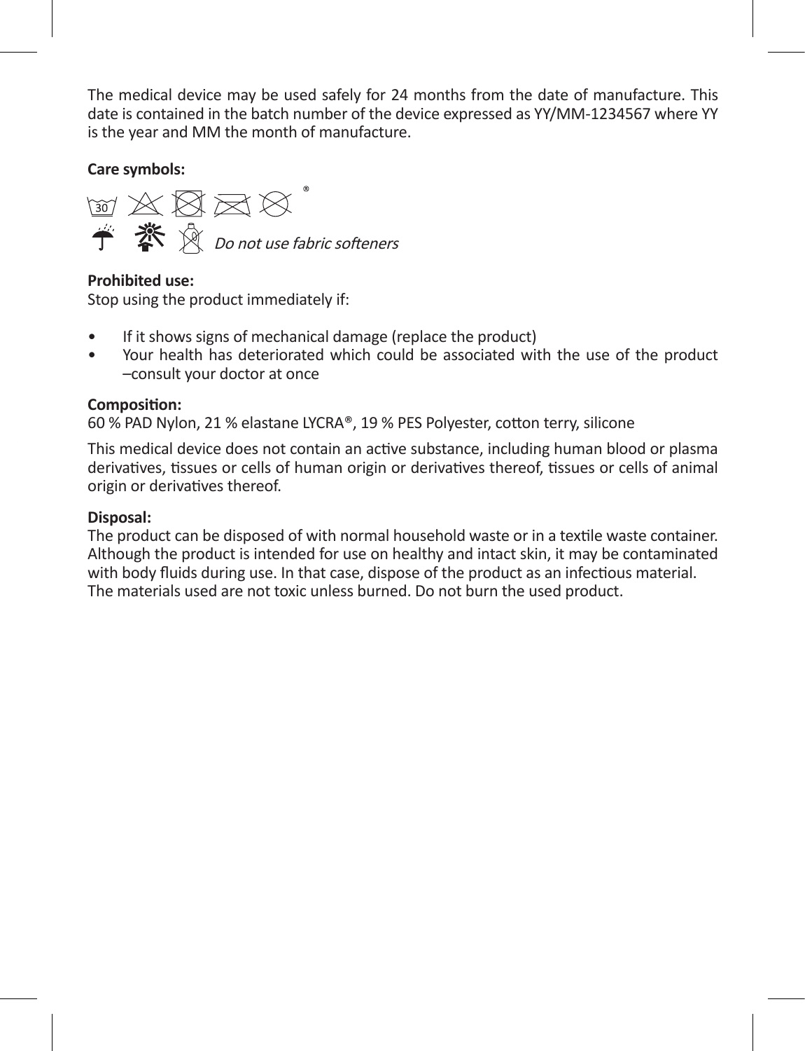The medical device may be used safely for 24 months from the date of manufacture. This date is contained in the batch number of the device expressed as YY/MM-1234567 where YY is the year and MM the month of manufacture.

**Care symbols:**

30 ®

*Do not use fabric softeners*

**Prohibited use:**
Stop using the product immediately if:

- If it shows signs of mechanical damage (replace the product)
- Your health has deteriorated which could be associated with the use of the product –consult your doctor at once

**Composition:**
60 % PAD Nylon, 21 % elastane LYCRA®, 19 % PES Polyester, cotton terry, silicone

This medical device does not contain an active substance, including human blood or plasma derivatives, tissues or cells of human origin or derivatives thereof, tissues or cells of animal origin or derivatives thereof.

**Disposal:**
The product can be disposed of with normal household waste or in a textile waste container. Although the product is intended for use on healthy and intact skin, it may be contaminated with body fluids during use. In that case, dispose of the product as an infectious material.
The materials used are not toxic unless burned. Do not burn the used product.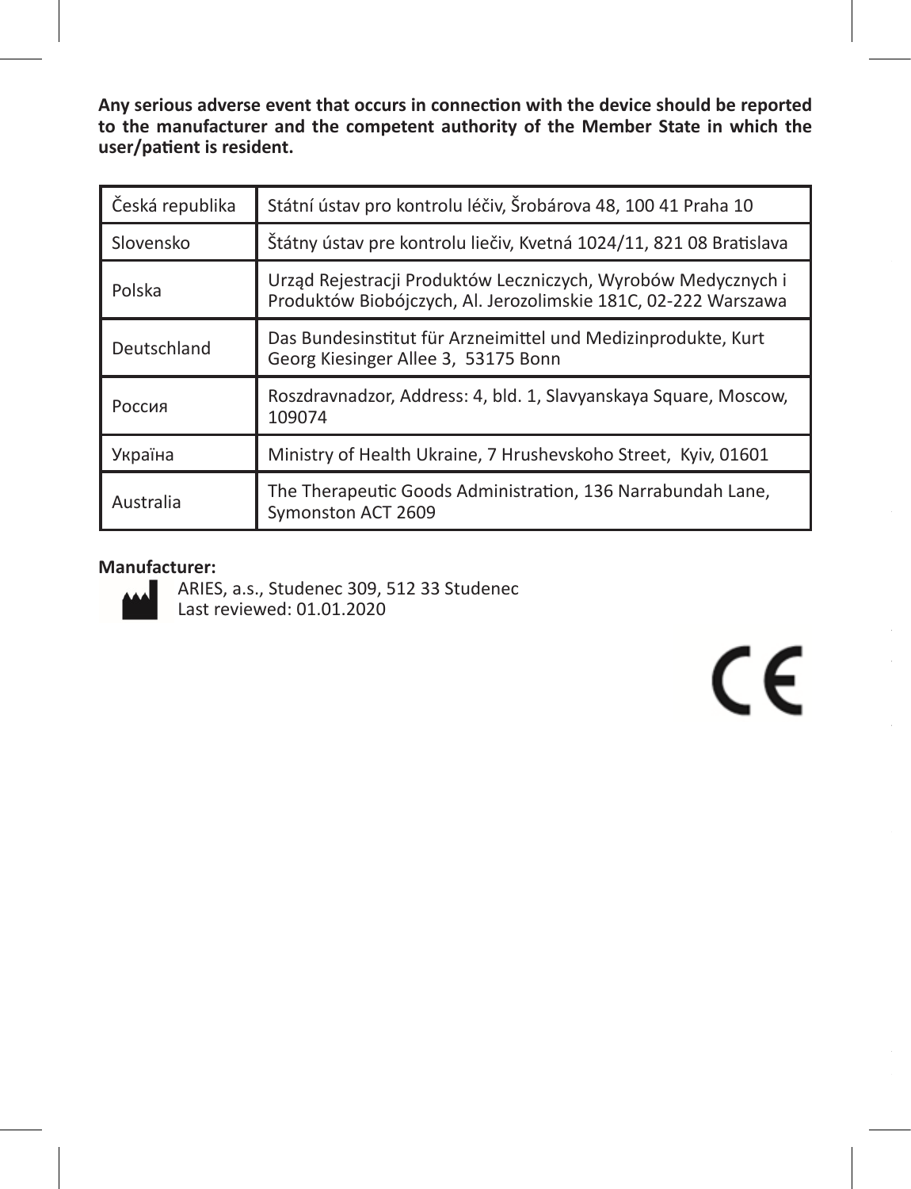**Any serious adverse event that occurs in connection with the device should be reported to the manufacturer and the competent authority of the Member State in which the user/patient is resident.**

| Česká republika | Státní ústav pro kontrolu léčiv, Šrobárova 48, 100 41 Praha 10 |
|---|---|
| Slovensko | Štátny ústav pre kontrolu liečiv, Kvetná 1024/11, 821 08 Bratislava |
| Polska | Urząd Rejestracji Produktów Leczniczych, Wyrobów Medycznych i Produktów Biobójczych, Al. Jerozolimskie 181C, 02-222 Warszawa |
| Deutschland | Das Bundesinstitut für Arzneimittel und Medizinprodukte, Kurt Georg Kiesinger Allee 3, 53175 Bonn |
| Россия | Roszdravnadzor, Address: 4, bld. 1, Slavyanskaya Square, Moscow, 109074 |
| Україна | Ministry of Health Ukraine, 7 Hrushevskoho Street, Kyiv, 01601 |
| Australia | The Therapeutic Goods Administration, 136 Narrabundah Lane, Symonston ACT 2609 |

**Manufacturer:**

ARIES, a.s., Studenec 309, 512 33 Studenec
Last reviewed: 01.01.2020

CE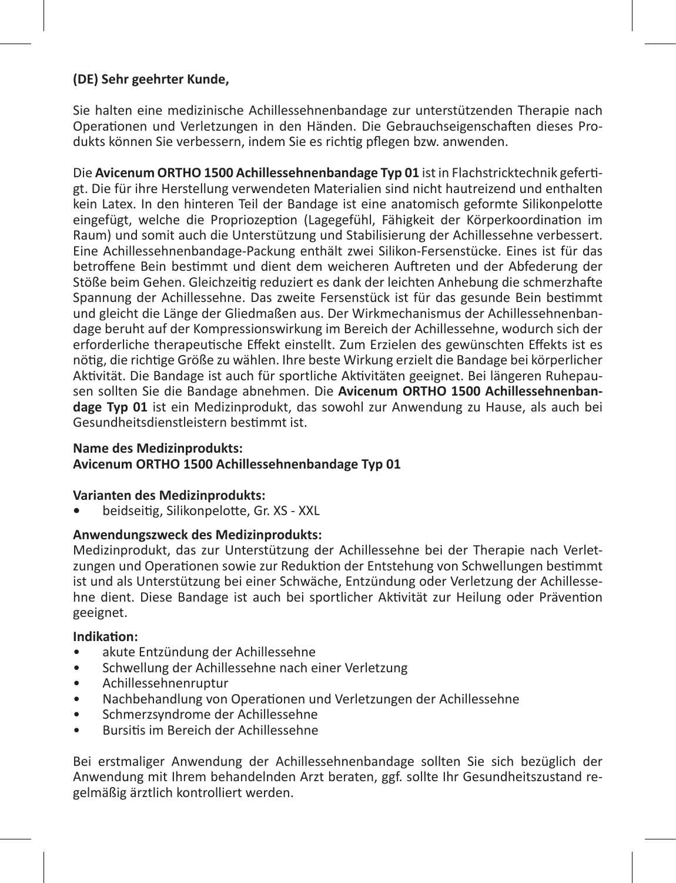**(DE) Sehr geehrter Kunde,**

Sie halten eine medizinische Achillessehnenbandage zur unterstützenden Therapie nach Operationen und Verletzungen in den Händen. Die Gebrauchseigenschaften dieses Produkts können Sie verbessern, indem Sie es richtig pflegen bzw. anwenden.

Die **Avicenum ORTHO 1500 Achillessehnenbandage Typ 01** ist in Flachstricktechnik gefertigt. Die für ihre Herstellung verwendeten Materialien sind nicht hautreizend und enthalten kein Latex. In den hinteren Teil der Bandage ist eine anatomisch geformte Silikonpelotte eingefügt, welche die Propriozeption (Lagegefühl, Fähigkeit der Körperkoordination im Raum) und somit auch die Unterstützung und Stabilisierung der Achillessehne verbessert. Eine Achillessehnenbandage-Packung enthält zwei Silikon-Fersenstücke. Eines ist für das betroffene Bein bestimmt und dient dem weicheren Auftreten und der Abfederung der Stöße beim Gehen. Gleichzeitig reduziert es dank der leichten Anhebung die schmerzhafte Spannung der Achillessehne. Das zweite Fersenstück ist für das gesunde Bein bestimmt und gleicht die Länge der Gliedmaßen aus. Der Wirkmechanismus der Achillessehnenbandage beruht auf der Kompressionswirkung im Bereich der Achillessehne, wodurch sich der erforderliche therapeutische Effekt einstellt. Zum Erzielen des gewünschten Effekts ist es nötig, die richtige Größe zu wählen. Ihre beste Wirkung erzielt die Bandage bei körperlicher Aktivität. Die Bandage ist auch für sportliche Aktivitäten geeignet. Bei längeren Ruhepausen sollten Sie die Bandage abnehmen. Die **Avicenum ORTHO 1500 Achillessehnenbandage Typ 01** ist ein Medizinprodukt, das sowohl zur Anwendung zu Hause, als auch bei Gesundheitsdienstleistern bestimmt ist.

**Name des Medizinprodukts:**
**Avicenum ORTHO 1500 Achillessehnenbandage Typ 01**

**Varianten des Medizinprodukts:**
- beidseitig, Silikonpelotte, Gr. XS - XXL

**Anwendungszweck des Medizinprodukts:**
Medizinprodukt, das zur Unterstützung der Achillessehne bei der Therapie nach Verletzungen und Operationen sowie zur Reduktion der Entstehung von Schwellungen bestimmt ist und als Unterstützung bei einer Schwäche, Entzündung oder Verletzung der Achillessehne dient. Diese Bandage ist auch bei sportlicher Aktivität zur Heilung oder Prävention geeignet.

**Indikation:**
- akute Entzündung der Achillessehne
- Schwellung der Achillessehne nach einer Verletzung
- Achillessehnenruptur
- Nachbehandlung von Operationen und Verletzungen der Achillessehne
- Schmerzsyndrome der Achillessehne
- Bursitis im Bereich der Achillessehne

Bei erstmaliger Anwendung der Achillessehnenbandage sollten Sie sich bezüglich der Anwendung mit Ihrem behandelnden Arzt beraten, ggf. sollte Ihr Gesundheitszustand regelmäßig ärztlich kontrolliert werden.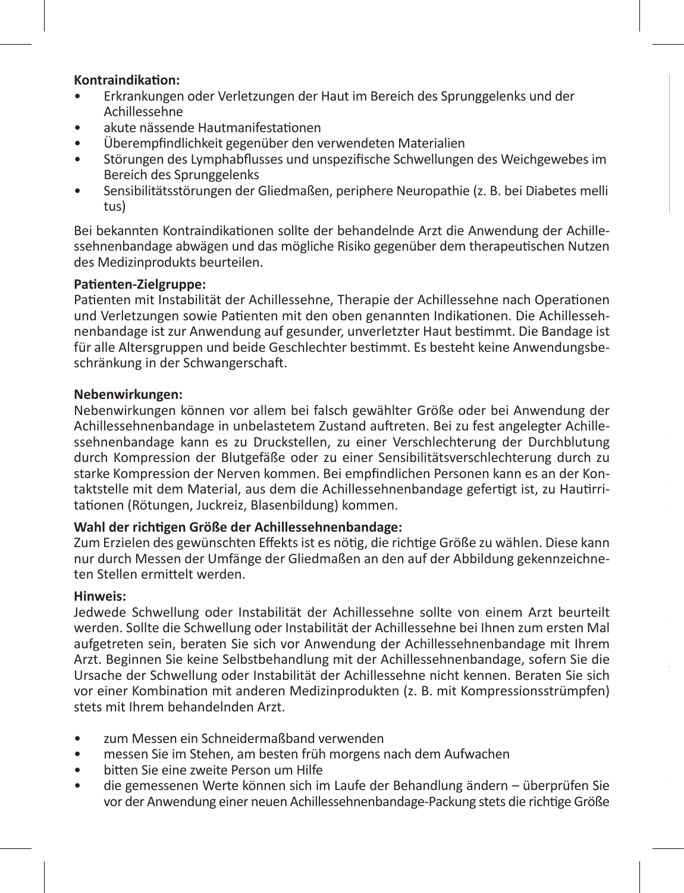**Kontraindikation:**

- Erkrankungen oder Verletzungen der Haut im Bereich des Sprunggelenks und der Achillessehne
- akute nässende Hautmanifestationen
- Überempfindlichkeit gegenüber den verwendeten Materialien
- Störungen des Lymphabflusses und unspezifische Schwellungen des Weichgewebes im Bereich des Sprunggelenks
- Sensibilitätsstörungen der Gliedmaßen, periphere Neuropathie (z. B. bei Diabetes mellitus)

Bei bekannten Kontraindikationen sollte der behandelnde Arzt die Anwendung der Achillessehnenbandage abwägen und das mögliche Risiko gegenüber dem therapeutischen Nutzen des Medizinprodukts beurteilen.

**Patienten-Zielgruppe:**
Patienten mit Instabilität der Achillessehne, Therapie der Achillessehne nach Operationen und Verletzungen sowie Patienten mit den oben genannten Indikationen. Die Achillessehnenbandage ist zur Anwendung auf gesunder, unverletzter Haut bestimmt. Die Bandage ist für alle Altersgruppen und beide Geschlechter bestimmt. Es besteht keine Anwendungsbeschränkung in der Schwangerschaft.

**Nebenwirkungen:**
Nebenwirkungen können vor allem bei falsch gewählter Größe oder bei Anwendung der Achillessehnenbandage in unbelastetem Zustand auftreten. Bei zu fest angelegter Achillessehnenbandage kann es zu Druckstellen, zu einer Verschlechterung der Durchblutung durch Kompression der Blutgefäße oder zu einer Sensibilitätsverschlechterung durch zu starke Kompression der Nerven kommen. Bei empfindlichen Personen kann es an der Kontaktstelle mit dem Material, aus dem die Achillessehnenbandage gefertigt ist, zu Hautirritationen (Rötungen, Juckreiz, Blasenbildung) kommen.

**Wahl der richtigen Größe der Achillessehnenbandage:**
Zum Erzielen des gewünschten Effekts ist es nötig, die richtige Größe zu wählen. Diese kann nur durch Messen der Umfänge der Gliedmaßen an den auf der Abbildung gekennzeichneten Stellen ermittelt werden.

**Hinweis:**
Jedwede Schwellung oder Instabilität der Achillessehne sollte von einem Arzt beurteilt werden. Sollte die Schwellung oder Instabilität der Achillessehne bei Ihnen zum ersten Mal aufgetreten sein, beraten Sie sich vor Anwendung der Achillessehnenbandage mit Ihrem Arzt. Beginnen Sie keine Selbstbehandlung mit der Achillessehnenbandage, sofern Sie die Ursache der Schwellung oder Instabilität der Achillessehne nicht kennen. Beraten Sie sich vor einer Kombination mit anderen Medizinprodukten (z. B. mit Kompressionsstrümpfen) stets mit Ihrem behandelnden Arzt.

- zum Messen ein Schneidermaßband verwenden
- messen Sie im Stehen, am besten früh morgens nach dem Aufwachen
- bitten Sie eine zweite Person um Hilfe
- die gemessenen Werte können sich im Laufe der Behandlung ändern – überprüfen Sie vor der Anwendung einer neuen Achillessehnenbandage-Packung stets die richtige Größe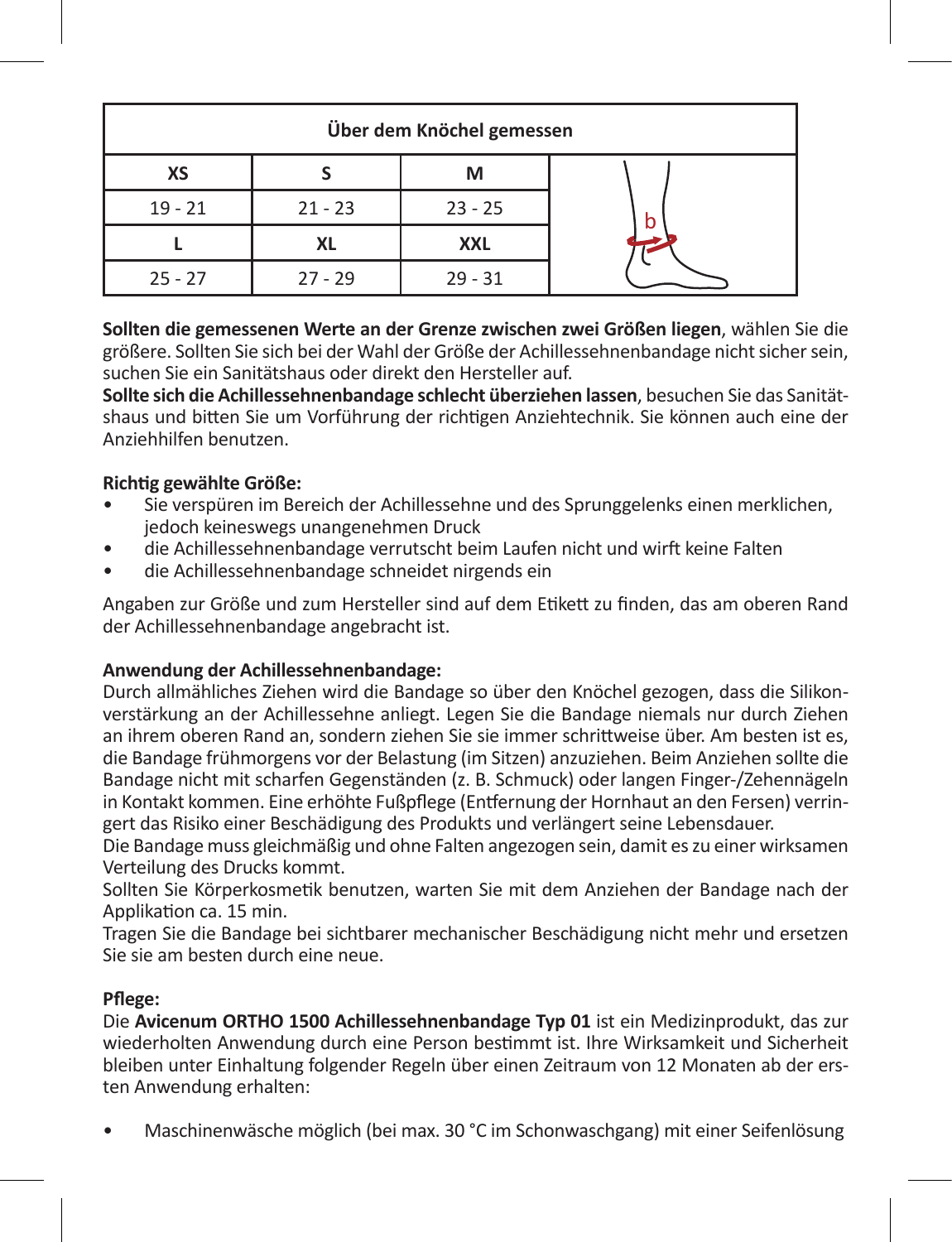| Über dem Knöchel gemessen | | | |
|---|---|---|---|
| XS | S | M | |
| 19 - 21 | 21 - 23 | 23 - 25 | |
| L | XL | XXL | |
| 25 - 27 | 27 - 29 | 29 - 31 | |

**Sollten die gemessenen Werte an der Grenze zwischen zwei Größen liegen**, wählen Sie die größere. Sollten Sie sich bei der Wahl der Größe der Achillessehnenbandage nicht sicher sein, suchen Sie ein Sanitätshaus oder direkt den Hersteller auf.
**Sollte sich die Achillessehnenbandage schlecht überziehen lassen**, besuchen Sie das Sanitätshaus und bitten Sie um Vorführung der richtigen Anziehtechnik. Sie können auch eine der Anziehhilfen benutzen.

**Richtig gewählte Größe:**

- Sie verspüren im Bereich der Achillessehne und des Sprunggelenks einen merklichen, jedoch keineswegs unangenehmen Druck
- die Achillessehnenbandage verrutscht beim Laufen nicht und wirft keine Falten
- die Achillessehnenbandage schneidet nirgends ein

Angaben zur Größe und zum Hersteller sind auf dem Etikett zu finden, das am oberen Rand der Achillessehnenbandage angebracht ist.

**Anwendung der Achillessehnenbandage:**
Durch allmähliches Ziehen wird die Bandage so über den Knöchel gezogen, dass die Silikonverstärkung an der Achillessehne anliegt. Legen Sie die Bandage niemals nur durch Ziehen an ihrem oberen Rand an, sondern ziehen Sie sie immer schrittweise über. Am besten ist es, die Bandage frühmorgens vor der Belastung (im Sitzen) anzuziehen. Beim Anziehen sollte die Bandage nicht mit scharfen Gegenständen (z. B. Schmuck) oder langen Finger-/Zehennägeln in Kontakt kommen. Eine erhöhte Fußpflege (Entfernung der Hornhaut an den Fersen) verringert das Risiko einer Beschädigung des Produkts und verlängert seine Lebensdauer.
Die Bandage muss gleichmäßig und ohne Falten angezogen sein, damit es zu einer wirksamen Verteilung des Drucks kommt.
Sollten Sie Körperkosmetik benutzen, warten Sie mit dem Anziehen der Bandage nach der Applikation ca. 15 min.
Tragen Sie die Bandage bei sichtbarer mechanischer Beschädigung nicht mehr und ersetzen Sie sie am besten durch eine neue.

**Pflege:**
Die **Avicenum ORTHO 1500 Achillessehnenbandage Typ 01** ist ein Medizinprodukt, das zur wiederholten Anwendung durch eine Person bestimmt ist. Ihre Wirksamkeit und Sicherheit bleiben unter Einhaltung folgender Regeln über einen Zeitraum von 12 Monaten ab der ersten Anwendung erhalten:

- Maschinenwäsche möglich (bei max. 30 °C im Schonwaschgang) mit einer Seifenlösung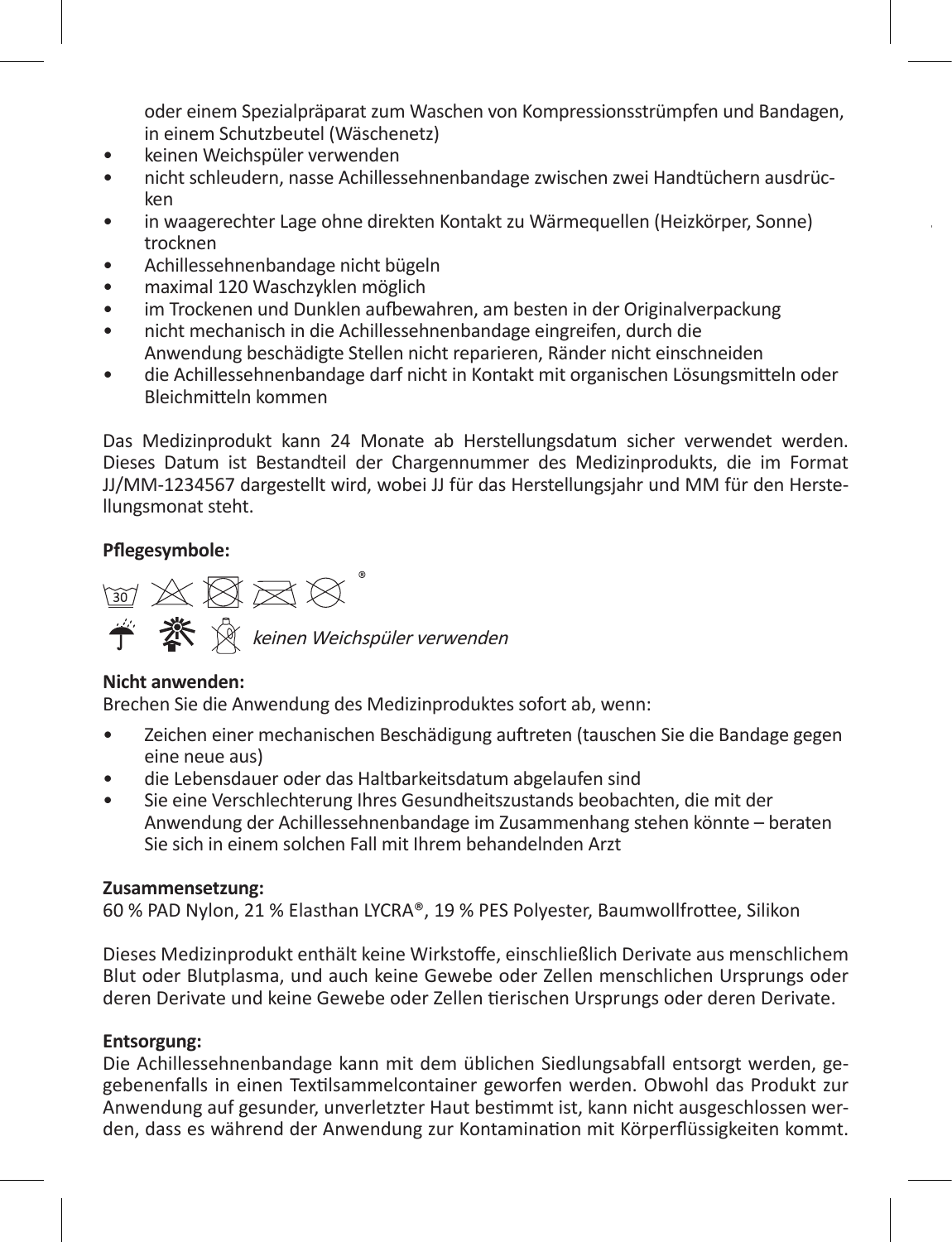oder einem Spezialpräparat zum Waschen von Kompressionsstrümpfen und Bandagen, in einem Schutzbeutel (Wäschenetz)

- keinen Weichspüler verwenden
- nicht schleudern, nasse Achillessehnenbandage zwischen zwei Handtüchern ausdrücken
- in waagerechter Lage ohne direkten Kontakt zu Wärmequellen (Heizkörper, Sonne) trocknen
- Achillessehnenbandage nicht bügeln
- maximal 120 Waschzyklen möglich
- im Trockenen und Dunklen aufbewahren, am besten in der Originalverpackung
- nicht mechanisch in die Achillessehnenbandage eingreifen, durch die Anwendung beschädigte Stellen nicht reparieren, Ränder nicht einschneiden
- die Achillessehnenbandage darf nicht in Kontakt mit organischen Lösungsmitteln oder Bleichmitteln kommen

Das Medizinprodukt kann 24 Monate ab Herstellungsdatum sicher verwendet werden. Dieses Datum ist Bestandteil der Chargennummer des Medizinprodukts, die im Format JJ/MM-1234567 dargestellt wird, wobei JJ für das Herstellungsjahr und MM für den Herstellungsmonat steht.

**Pflegesymbole:**

30 ®

*keinen Weichspüler verwenden*

**Nicht anwenden:**
Brechen Sie die Anwendung des Medizinproduktes sofort ab, wenn:

- Zeichen einer mechanischen Beschädigung auftreten (tauschen Sie die Bandage gegen eine neue aus)
- die Lebensdauer oder das Haltbarkeitsdatum abgelaufen sind
- Sie eine Verschlechterung Ihres Gesundheitszustands beobachten, die mit der Anwendung der Achillessehnenbandage im Zusammenhang stehen könnte – beraten Sie sich in einem solchen Fall mit Ihrem behandelnden Arzt

**Zusammensetzung:**
60 % PAD Nylon, 21 % Elasthan LYCRA®, 19 % PES Polyester, Baumwollfrottee, Silikon

Dieses Medizinprodukt enthält keine Wirkstoffe, einschließlich Derivate aus menschlichem Blut oder Blutplasma, und auch keine Gewebe oder Zellen menschlichen Ursprungs oder deren Derivate und keine Gewebe oder Zellen tierischen Ursprungs oder deren Derivate.

**Entsorgung:**
Die Achillessehnenbandage kann mit dem üblichen Siedlungsabfall entsorgt werden, gegebenenfalls in einen Textilsammelcontainer geworfen werden. Obwohl das Produkt zur Anwendung auf gesunder, unverletzter Haut bestimmt ist, kann nicht ausgeschlossen werden, dass es während der Anwendung zur Kontamination mit Körperflüssigkeiten kommt.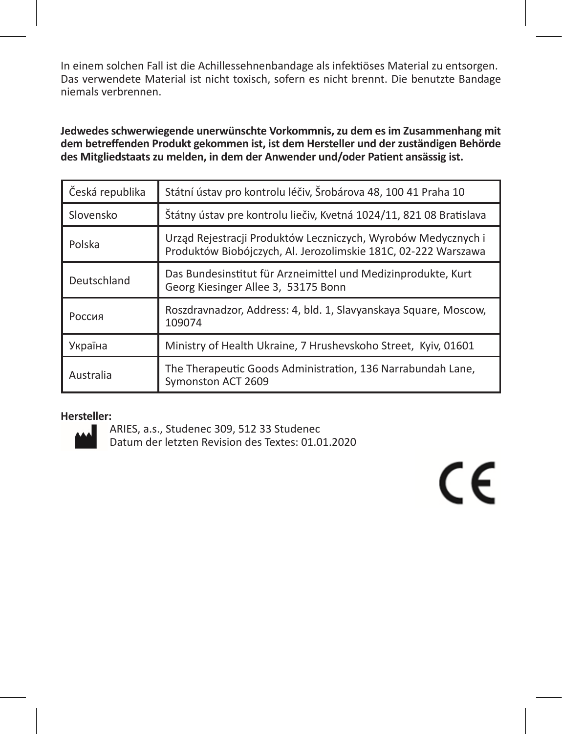In einem solchen Fall ist die Achillessehnenbandage als infektiöses Material zu entsorgen. Das verwendete Material ist nicht toxisch, sofern es nicht brennt. Die benutzte Bandage niemals verbrennen.

**Jedwedes schwerwiegende unerwünschte Vorkommnis, zu dem es im Zusammenhang mit dem betreffenden Produkt gekommen ist, ist dem Hersteller und der zuständigen Behörde des Mitgliedstaats zu melden, in dem der Anwender und/oder Patient ansässig ist.**

| Česká republika | Státní ústav pro kontrolu léčiv, Šrobárova 48, 100 41 Praha 10 |
|---|---|
| Slovensko | Štátny ústav pre kontrolu liečiv, Kvetná 1024/11, 821 08 Bratislava |
| Polska | Urząd Rejestracji Produktów Leczniczych, Wyrobów Medycznych i Produktów Biobójczych, Al. Jerozolimskie 181C, 02-222 Warszawa |
| Deutschland | Das Bundesinstitut für Arzneimittel und Medizinprodukte, Kurt Georg Kiesinger Allee 3, 53175 Bonn |
| Россия | Roszdravnadzor, Address: 4, bld. 1, Slavyanskaya Square, Moscow, 109074 |
| Україна | Ministry of Health Ukraine, 7 Hrushevskoho Street, Kyiv, 01601 |
| Australia | The Therapeutic Goods Administration, 136 Narrabundah Lane, Symonston ACT 2609 |

**Hersteller:**

ARIES, a.s., Studenec 309, 512 33 Studenec
Datum der letzten Revision des Textes: 01.01.2020

CE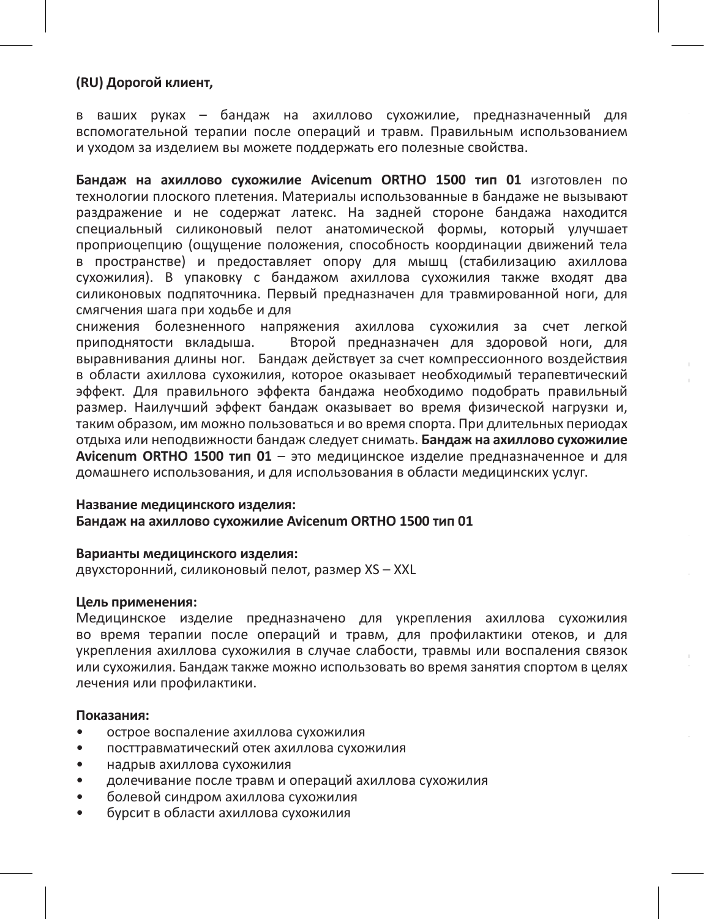**(RU) Дорогой клиент,**

в ваших руках – бандаж на ахиллово сухожилие, предназначенный для вспомогательной терапии после операций и травм. Правильным использованием и уходом за изделием вы можете поддержать его полезные свойства.

**Бандаж на ахиллово сухожилие Avicenum ORTHO 1500 тип 01** изготовлен по технологии плоского плетения. Материалы использованные в бандаже не вызывают раздражение и не содержат латекс. На задней стороне бандажа находится специальный силиконовый пелот анатомической формы, который улучшает проприоцепцию (ощущение положения, способность координации движений тела в пространстве) и предоставляет опору для мышц (стабилизацию ахиллова сухожилия). В упаковку с бандажом ахиллова сухожилия также входят два силиконовых подпяточника. Первый предназначен для травмированной ноги, для смягчения шага при ходьбе и для снижения болезненного напряжения ахиллова сухожилия за счет легкой приподнятости вкладыша. Второй предназначен для здоровой ноги, для выравнивания длины ног. Бандаж действует за счет компрессионного воздействия в области ахиллова сухожилия, которое оказывает необходимый терапевтический эффект. Для правильного эффекта бандажа необходимо подобрать правильный размер. Наилучший эффект бандаж оказывает во время физической нагрузки и, таким образом, им можно пользоваться и во время спорта. При длительных периодах отдыха или неподвижности бандаж следует снимать. **Бандаж на ахиллово сухожилие Avicenum ORTHO 1500 тип 01** – это медицинское изделие предназначенное и для домашнего использования, и для использования в области медицинских услуг.

**Название медицинского изделия:**
**Бандаж на ахиллово сухожилие Avicenum ORTHO 1500 тип 01**

**Варианты медицинского изделия:**
двухсторонний, силиконовый пелот, размер XS – XXL

**Цель применения:**
Медицинское изделие предназначено для укрепления ахиллова сухожилия во время терапии после операций и травм, для профилактики отеков, и для укрепления ахиллова сухожилия в случае слабости, травмы или воспаления связок или сухожилия. Бандаж также можно использовать во время занятия спортом в целях лечения или профилактики.

**Показания:**

- острое воспаление ахиллова сухожилия
- посттравматический отек ахиллова сухожилия
- надрыв ахиллова сухожилия
- долечивание после травм и операций ахиллова сухожилия
- болевой синдром ахиллова сухожилия
- бурсит в области ахиллова сухожилия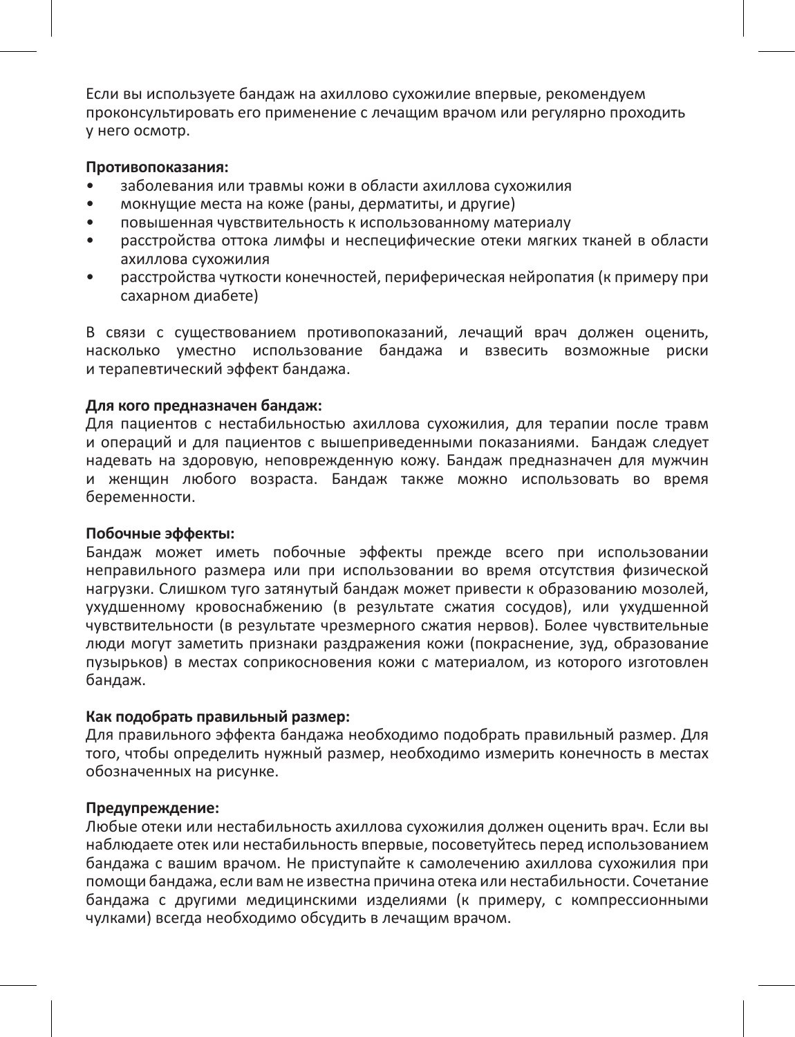Если вы используете бандаж на ахиллово сухожилие впервые, рекомендуем проконсультировать его применение с лечащим врачом или регулярно проходить у него осмотр.

**Противопоказания:**

- заболевания или травмы кожи в области ахиллова сухожилия
- мокнущие места на коже (раны, дерматиты, и другие)
- повышенная чувствительность к использованному материалу
- расстройства оттока лимфы и неспецифические отеки мягких тканей в области ахиллова сухожилия
- расстройства чуткости конечностей, периферическая нейропатия (к примеру при сахарном диабете)

В связи с существованием противопоказаний, лечащий врач должен оценить, насколько уместно использование бандажа и взвесить возможные риски и терапевтический эффект бандажа.

**Для кого предназначен бандаж:**

Для пациентов с нестабильностью ахиллова сухожилия, для терапии после травм и операций и для пациентов с вышеприведенными показаниями. Бандаж следует надевать на здоровую, неповрежденную кожу. Бандаж предназначен для мужчин и женщин любого возраста. Бандаж также можно использовать во время беременности.

**Побочные эффекты:**

Бандаж может иметь побочные эффекты прежде всего при использовании неправильного размера или при использовании во время отсутствия физической нагрузки. Слишком туго затянутый бандаж может привести к образованию мозолей, ухудшенному кровоснабжению (в результате сжатия сосудов), или ухудшенной чувствительности (в результате чрезмерного сжатия нервов). Более чувствительные люди могут заметить признаки раздражения кожи (покраснение, зуд, образование пузырьков) в местах соприкосновения кожи с материалом, из которого изготовлен бандаж.

**Как подобрать правильный размер:**

Для правильного эффекта бандажа необходимо подобрать правильный размер. Для того, чтобы определить нужный размер, необходимо измерить конечность в местах обозначенных на рисунке.

**Предупреждение:**

Любые отеки или нестабильность ахиллова сухожилия должен оценить врач. Если вы наблюдаете отек или нестабильность впервые, посоветуйтесь перед использованием бандажа с вашим врачом. Не приступайте к самолечению ахиллова сухожилия при помощи бандажа, если вам не известна причина отека или нестабильности. Сочетание бандажа с другими медицинскими изделиями (к примеру, с компрессионными чулками) всегда необходимо обсудить в лечащим врачом.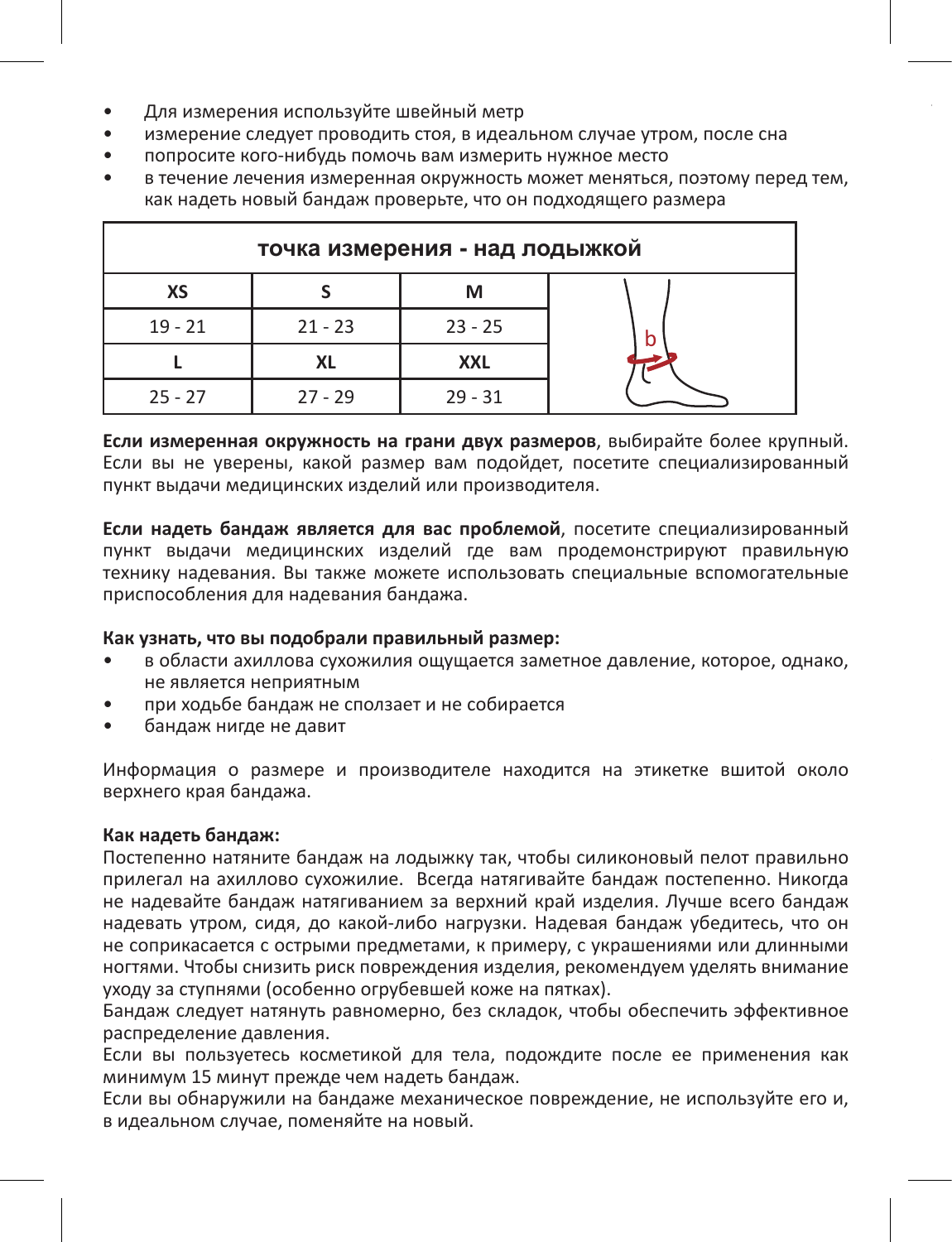- Для измерения используйте швейный метр
- измерение следует проводить стоя, в идеальном случае утром, после сна
- попросите кого-нибудь помочь вам измерить нужное место
- в течение лечения измеренная окружность может меняться, поэтому перед тем, как надеть новый бандаж проверьте, что он подходящего размера

| точка измерения - над лодыжкой | | | |
|---|---|---|---|
| **XS** | **S** | **M** | b |
| 19 - 21 | 21 - 23 | 23 - 25 | |
| **L** | **XL** | **XXL** | |
| 25 - 27 | 27 - 29 | 29 - 31 | |

**Если измеренная окружность на грани двух размеров**, выбирайте более крупный. Если вы не уверены, какой размер вам подойдет, посетите специализированный пункт выдачи медицинских изделий или производителя.

**Если надеть бандаж является для вас проблемой**, посетите специализированный пункт выдачи медицинских изделий где вам продемонстрируют правильную технику надевания. Вы также можете использовать специальные вспомогательные приспособления для надевания бандажа.

**Как узнать, что вы подобрали правильный размер:**

- в области ахиллова сухожилия ощущается заметное давление, которое, однако, не является неприятным
- при ходьбе бандаж не сползает и не собирается
- бандаж нигде не давит

Информация о размере и производителе находится на этикетке вшитой около верхнего края бандажа.

**Как надеть бандаж:**

Постепенно натяните бандаж на лодыжку так, чтобы силиконовый пелот правильно прилегал на ахиллово сухожилие. Всегда натягивайте бандаж постепенно. Никогда не надевайте бандаж натягиванием за верхний край изделия. Лучше всего бандаж надевать утром, сидя, до какой-либо нагрузки. Надевая бандаж убедитесь, что он не соприкасается с острыми предметами, к примеру, с украшениями или длинными ногтями. Чтобы снизить риск повреждения изделия, рекомендуем уделять внимание уходу за ступнями (особенно огрубевшей коже на пятках).

Бандаж следует натянуть равномерно, без складок, чтобы обеспечить эффективное распределение давления.

Если вы пользуетесь косметикой для тела, подождите после ее применения как минимум 15 минут прежде чем надеть бандаж.

Если вы обнаружили на бандаже механическое повреждение, не используйте его и, в идеальном случае, поменяйте на новый.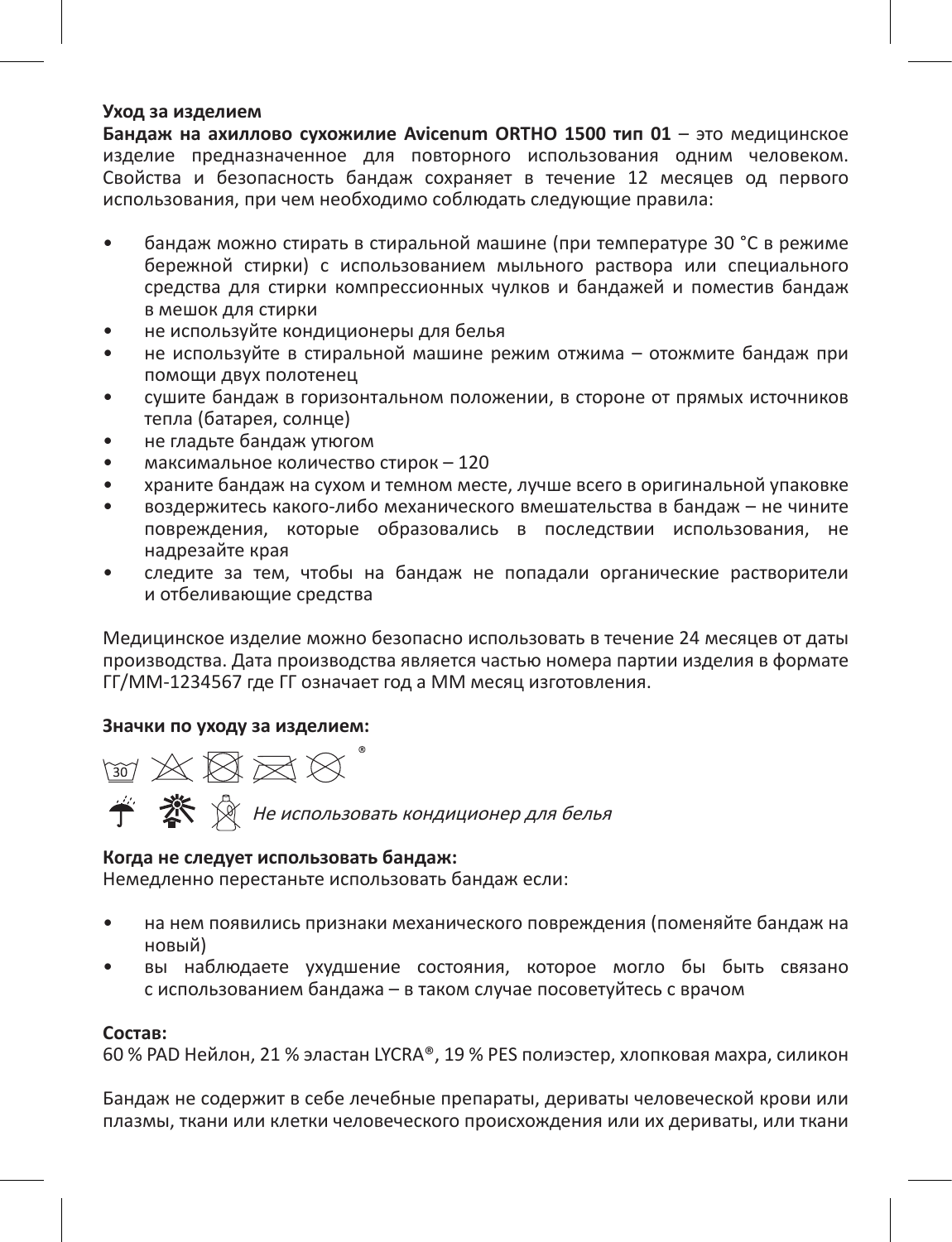**Уход за изделием**

**Бандаж на ахиллово сухожилие Avicenum ORTHO 1500 тип 01** – это медицинское изделие предназначенное для повторного использования одним человеком. Свойства и безопасность бандаж сохраняет в течение 12 месяцев од первого использования, при чем необходимо соблюдать следующие правила:

- бандаж можно стирать в стиральной машине (при температуре 30 °C в режиме бережной стирки) с использованием мыльного раствора или специального средства для стирки компрессионных чулков и бандажей и поместив бандаж в мешок для стирки
- не используйте кондиционеры для белья
- не используйте в стиральной машине режим отжима – отожмите бандаж при помощи двух полотенец
- сушите бандаж в горизонтальном положении, в стороне от прямых источников тепла (батарея, солнце)
- не гладьте бандаж утюгом
- максимальное количество стирок – 120
- храните бандаж на сухом и темном месте, лучше всего в оригинальной упаковке
- воздержитесь какого-либо механического вмешательства в бандаж – не чините повреждения, которые образовались в последствии использования, не надрезайте края
- следите за тем, чтобы на бандаж не попадали органические растворители и отбеливающие средства

Медицинское изделие можно безопасно использовать в течение 24 месяцев от даты производства. Дата производства является частью номера партии изделия в формате ГГ/ММ-1234567 где ГГ означает год а ММ месяц изготовления.

**Значки по уходу за изделием:**

*Не использовать кондиционер для белья*

**Когда не следует использовать бандаж:**

Немедленно перестаньте использовать бандаж если:

- на нем появились признаки механического повреждения (поменяйте бандаж на новый)
- вы наблюдаете ухудшение состояния, которое могло бы быть связано с использованием бандажа – в таком случае посоветуйтесь с врачом

**Состав:**

60 % PAD Нейлон, 21 % эластан LYCRA®, 19 % PES полиэстер, хлопковая махра, силикон

Бандаж не содержит в себе лечебные препараты, дериваты человеческой крови или плазмы, ткани или клетки человеческого происхождения или их дериваты, или ткани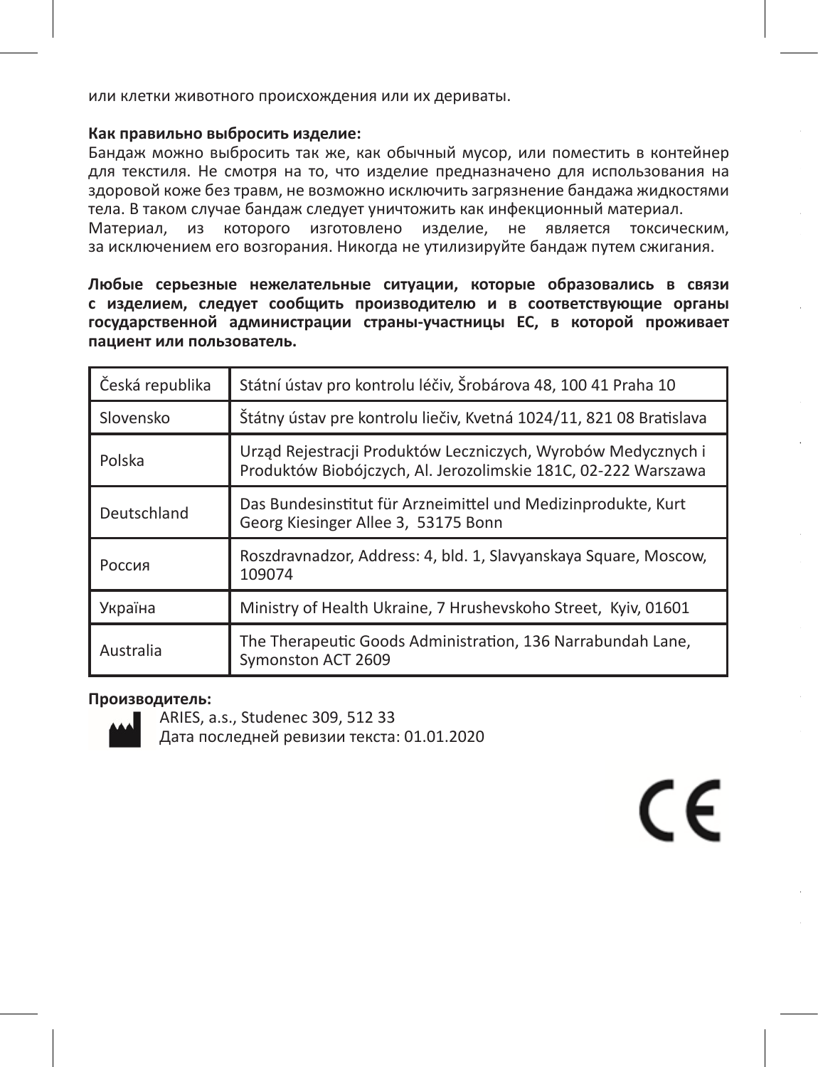или клетки животного происхождения или их дериваты.

**Как правильно выбросить изделие:**
Бандаж можно выбросить так же, как обычный мусор, или поместить в контейнер для текстиля. Не смотря на то, что изделие предназначено для использования на здоровой коже без травм, не возможно исключить загрязнение бандажа жидкостями тела. В таком случае бандаж следует уничтожить как инфекционный материал.
Материал, из которого изготовлено изделие, не является токсическим, за исключением его возгорания. Никогда не утилизируйте бандаж путем сжигания.

**Любые серьезные нежелательные ситуации, которые образовались в связи с изделием, следует сообщить производителю и в соответствующие органы государственной администрации страны-участницы ЕС, в которой проживает пациент или пользователь.**

| Česká republika | Státní ústav pro kontrolu léčiv, Šrobárova 48, 100 41 Praha 10 |
|---|---|
| Slovensko | Štátny ústav pre kontrolu liečiv, Kvetná 1024/11, 821 08 Bratislava |
| Polska | Urząd Rejestracji Produktów Leczniczych, Wyrobów Medycznych i Produktów Biobójczych, Al. Jerozolimskie 181C, 02-222 Warszawa |
| Deutschland | Das Bundesinstitut für Arzneimittel und Medizinprodukte, Kurt Georg Kiesinger Allee 3, 53175 Bonn |
| Россия | Roszdravnadzor, Address: 4, bld. 1, Slavyanskaya Square, Moscow, 109074 |
| Україна | Ministry of Health Ukraine, 7 Hrushevskoho Street, Kyiv, 01601 |
| Australia | The Therapeutic Goods Administration, 136 Narrabundah Lane, Symonston ACT 2609 |

**Производитель:**
ARIES, a.s., Studenec 309, 512 33
Дата последней ревизии текста: 01.01.2020

CE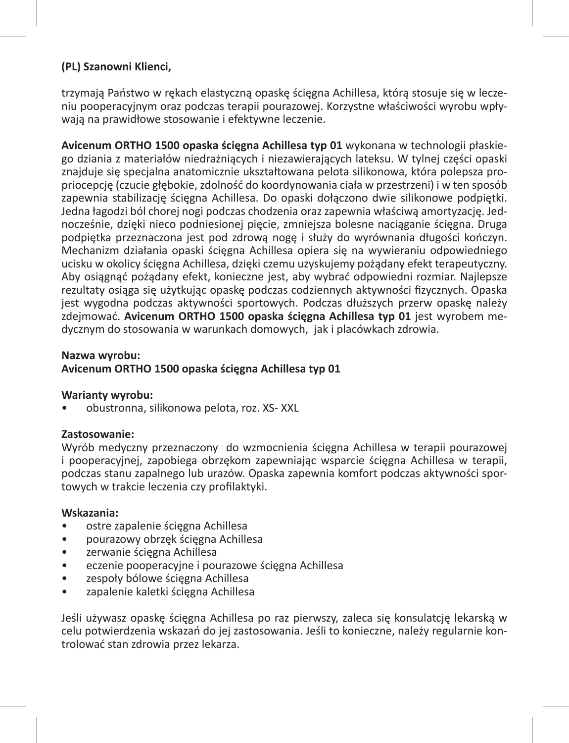**(PL) Szanowni Klienci,**

trzymają Państwo w rękach elastyczną opaskę ścięgna Achillesa, którą stosuje się w leczeniu pooperacyjnym oraz podczas terapii pourazowej. Korzystne właściwości wyrobu wpływają na prawidłowe stosowanie i efektywne leczenie.

**Avicenum ORTHO 1500 opaska ścięgna Achillesa typ 01** wykonana w technologii płaskiego dziania z materiałów niedrażniących i niezawierających lateksu. W tylnej części opaski znajduje się specjalna anatomicznie ukształtowana pelota silikonowa, która polepsza propriocepcję (czucie głębokie, zdolność do koordynowania ciała w przestrzeni) i w ten sposób zapewnia stabilizację ścięgna Achillesa. Do opaski dołączono dwie silikonowe podpiętki. Jedna łagodzi ból chorej nogi podczas chodzenia oraz zapewnia właściwą amortyzację. Jednocześnie, dzięki nieco podniesionej pięcie, zmniejsza bolesne naciąganie ścięgna. Druga podpiętka przeznaczona jest pod zdrową nogę i służy do wyrównania długości kończyn. Mechanizm działania opaski ścięgna Achillesa opiera się na wywieraniu odpowiedniego ucisku w okolicy ścięgna Achillesa, dzięki czemu uzyskujemy pożądany efekt terapeutyczny. Aby osiągnąć pożądany efekt, konieczne jest, aby wybrać odpowiedni rozmiar. Najlepsze rezultaty osiąga się użytkując opaskę podczas codziennych aktywności fizycznych. Opaska jest wygodna podczas aktywności sportowych. Podczas dłuższych przerw opaskę należy zdejmować. **Avicenum ORTHO 1500 opaska ścięgna Achillesa typ 01** jest wyrobem medycznym do stosowania w warunkach domowych, jak i placówkach zdrowia.

**Nazwa wyrobu:**
**Avicenum ORTHO 1500 opaska ścięgna Achillesa typ 01**

**Warianty wyrobu:**
- obustronna, silikonowa pelota, roz. XS- XXL

**Zastosowanie:**
Wyrób medyczny przeznaczony do wzmocnienia ścięgna Achillesa w terapii pourazowej i pooperacyjnej, zapobiega obrzękom zapewniając wsparcie ścięgna Achillesa w terapii, podczas stanu zapalnego lub urazów. Opaska zapewnia komfort podczas aktywności sportowych w trakcie leczenia czy profilaktyki.

**Wskazania:**
- ostre zapalenie ścięgna Achillesa
- pourazowy obrzęk ścięgna Achillesa
- zerwanie ścięgna Achillesa
- eczenie pooperacyjne i pourazowe ścięgna Achillesa
- zespoły bólowe ścięgna Achillesa
- zapalenie kaletki ścięgna Achillesa

Jeśli używasz opaskę ścięgna Achillesa po raz pierwszy, zaleca się konsulatcję lekarską w celu potwierdzenia wskazań do jej zastosowania. Jeśli to konieczne, należy regularnie kontrolować stan zdrowia przez lekarza.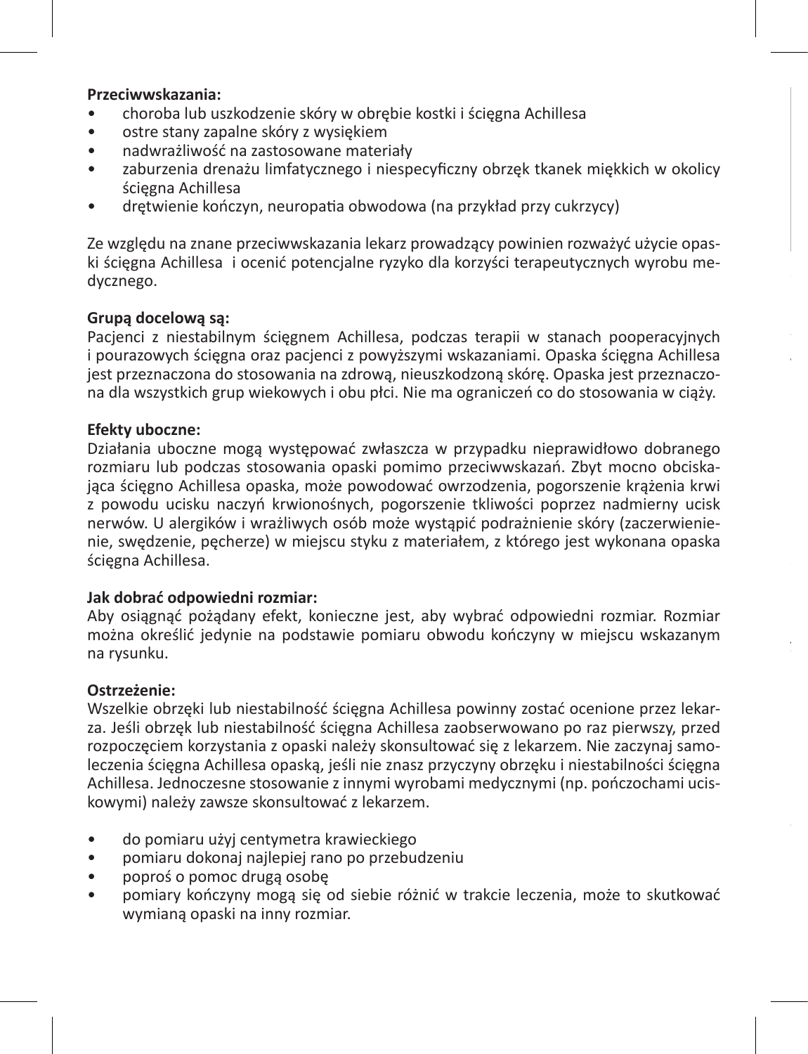**Przeciwwskazania:**

- choroba lub uszkodzenie skóry w obrębie kostki i ścięgna Achillesa
- ostre stany zapalne skóry z wysiękiem
- nadwrażliwość na zastosowane materiały
- zaburzenia drenażu limfatycznego i niespecyficzny obrzęk tkanek miękkich w okolicy ścięgna Achillesa
- drętwienie kończyn, neuropatia obwodowa (na przykład przy cukrzycy)

Ze względu na znane przeciwwskazania lekarz prowadzący powinien rozważyć użycie opaski ścięgna Achillesa i ocenić potencjalne ryzyko dla korzyści terapeutycznych wyrobu medycznego.

**Grupą docelową są:**
Pacjenci z niestabilnym ścięgnem Achillesa, podczas terapii w stanach pooperacyjnych i pourazowych ścięgna oraz pacjenci z powyższymi wskazaniami. Opaska ścięgna Achillesa jest przeznaczona do stosowania na zdrową, nieuszkodzoną skórę. Opaska jest przeznaczona dla wszystkich grup wiekowych i obu płci. Nie ma ograniczeń co do stosowania w ciąży.

**Efekty uboczne:**
Działania uboczne mogą występować zwłaszcza w przypadku nieprawidłowo dobranego rozmiaru lub podczas stosowania opaski pomimo przeciwwskazań. Zbyt mocno obciskająca ścięgno Achillesa opaska, może powodować owrzodzenia, pogorszenie krążenia krwi z powodu ucisku naczyń krwionośnych, pogorszenie tkliwości poprzez nadmierny ucisk nerwów. U alergików i wrażliwych osób może wystąpić podrażnienie skóry (zaczerwienienie, swędzenie, pęcherze) w miejscu styku z materiałem, z którego jest wykonana opaska ścięgna Achillesa.

**Jak dobrać odpowiedni rozmiar:**
Aby osiągnąć pożądany efekt, konieczne jest, aby wybrać odpowiedni rozmiar. Rozmiar można określić jedynie na podstawie pomiaru obwodu kończyny w miejscu wskazanym na rysunku.

**Ostrzeżenie:**
Wszelkie obrzęki lub niestabilność ścięgna Achillesa powinny zostać ocenione przez lekarza. Jeśli obrzęk lub niestabilność ścięgna Achillesa zaobserwowano po raz pierwszy, przed rozpoczęciem korzystania z opaski należy skonsultować się z lekarzem. Nie zaczynaj samoleczenia ścięgna Achillesa opaską, jeśli nie znasz przyczyny obrzęku i niestabilności ścięgna Achillesa. Jednoczesne stosowanie z innymi wyrobami medycznymi (np. pończochami uciskowymi) należy zawsze skonsultować z lekarzem.

- do pomiaru użyj centymetra krawieckiego
- pomiaru dokonaj najlepiej rano po przebudzeniu
- poproś o pomoc drugą osobę
- pomiary kończyny mogą się od siebie różnić w trakcie leczenia, może to skutkować wymianą opaski na inny rozmiar.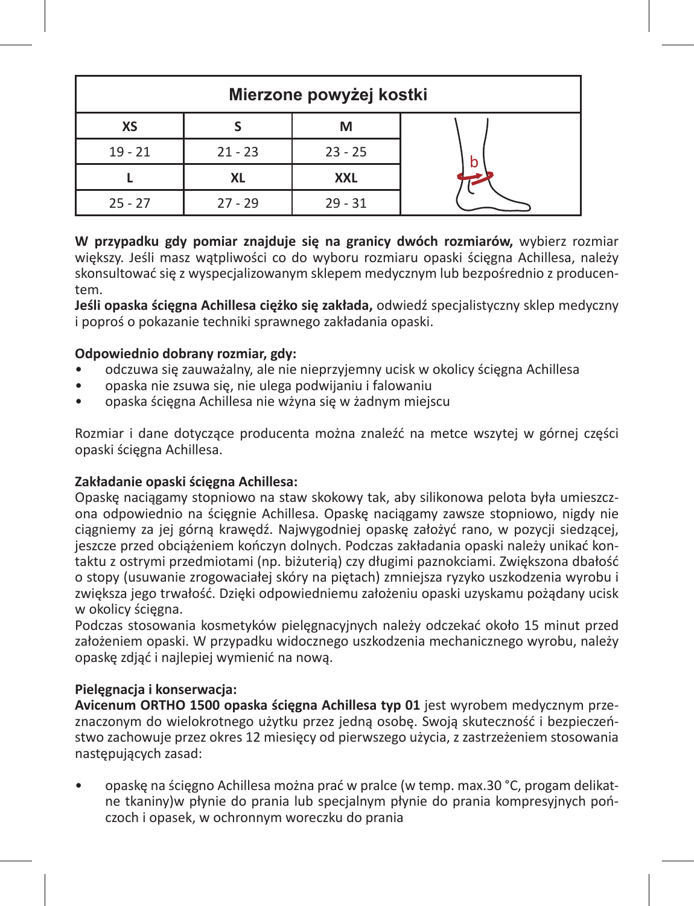| Mierzone powyżej kostki | | | |
|---|---|---|---|
| XS | S | M | b |
| 19 - 21 | 21 - 23 | 23 - 25 | |
| L | XL | XXL | |
| 25 - 27 | 27 - 29 | 29 - 31 | |

**W przypadku gdy pomiar znajduje się na granicy dwóch rozmiarów,** wybierz rozmiar większy. Jeśli masz wątpliwości co do wyboru rozmiaru opaski ścięgna Achillesa, należy skonsultować się z wyspecjalizowanym sklepem medycznym lub bezpośrednio z producentem.
**Jeśli opaska ścięgna Achillesa ciężko się zakłada,** odwiedź specjalistyczny sklep medyczny i poproś o pokazanie techniki sprawnego zakładania opaski.

**Odpowiednio dobrany rozmiar, gdy:**

- odczuwa się zauważalny, ale nie nieprzyjemny ucisk w okolicy ścięgna Achillesa
- opaska nie zsuwa się, nie ulega podwijaniu i falowaniu
- opaska ścięgna Achillesa nie wżyna się w żadnym miejscu

Rozmiar i dane dotyczące producenta można znaleźć na metce wszytej w górnej części opaski ścięgna Achillesa.

**Zakładanie opaski ścięgna Achillesa:**
Opaskę naciągamy stopniowo na staw skokowy tak, aby silikonowa pelota była umieszczona odpowiednio na ścięgnie Achillesa. Opaskę naciągamy zawsze stopniowo, nigdy nie ciągniemy za jej górną krawędź. Najwygodniej opaskę założyć rano, w pozycji siedzącej, jeszcze przed obciążeniem kończyn dolnych. Podczas zakładania opaski należy unikać kontaktu z ostrymi przedmiotami (np. biżuterią) czy długimi paznokciami. Zwiększona dbałość o stopy (usuwanie zrogowaciałej skóry na piętach) zmniejsza ryzyko uszkodzenia wyrobu i zwiększa jego trwałość. Dzięki odpowiedniemu założeniu opaski uzyskamu pożądany ucisk w okolicy ścięgna.
Podczas stosowania kosmetyków pielęgnacyjnych należy odczekać około 15 minut przed założeniem opaski. W przypadku widocznego uszkodzenia mechanicznego wyrobu, należy opaskę zdjąć i najlepiej wymienić na nową.

**Pielęgnacja i konserwacja:**
**Avicenum ORTHO 1500 opaska ścięgna Achillesa typ 01** jest wyrobem medycznym przeznaczonym do wielokrotnego użytku przez jedną osobę. Swoją skuteczność i bezpieczeństwo zachowuje przez okres 12 miesięcy od pierwszego użycia, z zastrzeżeniem stosowania następujących zasad:

- opaskę na ścięgno Achillesa można prać w pralce (w temp. max.30 °C, progam delikatne tkaniny)w płynie do prania lub specjalnym płynie do prania kompresyjnych pończoch i opasek, w ochronnym woreczku do prania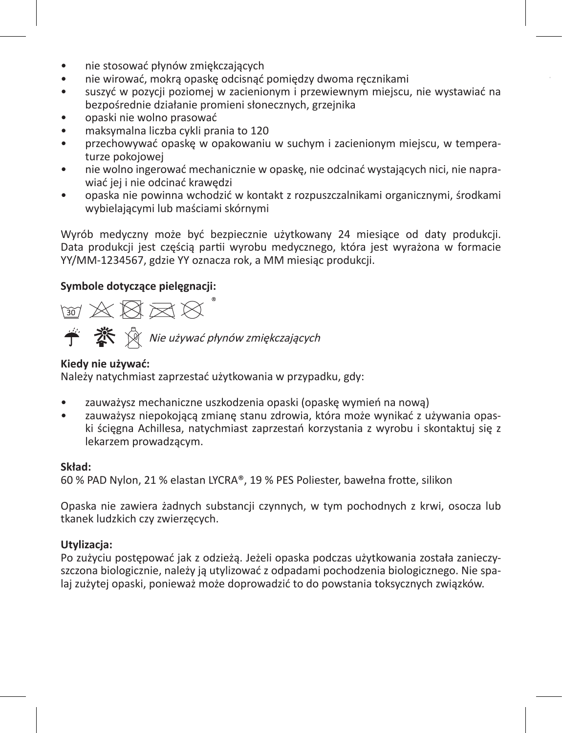- nie stosować płynów zmiękczających
- nie wirować, mokrą opaskę odcisnąć pomiędzy dwoma ręcznikami
- suszyć w pozycji poziomej w zacienionym i przewiewnym miejscu, nie wystawiać na bezpośrednie działanie promieni słonecznych, grzejnika
- opaski nie wolno prasować
- maksymalna liczba cykli prania to 120
- przechowywać opaskę w opakowaniu w suchym i zacienionym miejscu, w temperaturze pokojowej
- nie wolno ingerować mechanicznie w opaskę, nie odcinać wystających nici, nie naprawiać jej i nie odcinać krawędzi
- opaska nie powinna wchodzić w kontakt z rozpuszczalnikami organicznymi, środkami wybielającymi lub maściami skórnymi

Wyrób medyczny może być bezpiecznie użytkowany 24 miesiące od daty produkcji. Data produkcji jest częścią partii wyrobu medycznego, która jest wyrażona w formacie YY/MM-1234567, gdzie YY oznacza rok, a MM miesiąc produkcji.

**Symbole dotyczące pielęgnacji:**

*Nie używać płynów zmiękczających*

**Kiedy nie używać:**
Należy natychmiast zaprzestać użytkowania w przypadku, gdy:

- zauważysz mechaniczne uszkodzenia opaski (opaskę wymień na nową)
- zauważysz niepokojącą zmianę stanu zdrowia, która może wynikać z używania opaski ścięgna Achillesa, natychmiast zaprzestań korzystania z wyrobu i skontaktuj się z lekarzem prowadzącym.

**Skład:**
60 % PAD Nylon, 21 % elastan LYCRA®, 19 % PES Poliester, bawełna frotte, silikon

Opaska nie zawiera żadnych substancji czynnych, w tym pochodnych z krwi, osocza lub tkanek ludzkich czy zwierzęcych.

**Utylizacja:**
Po zużyciu postępować jak z odzieżą. Jeżeli opaska podczas użytkowania została zanieczyszczona biologicznie, należy ją utylizować z odpadami pochodzenia biologicznego. Nie spalaj zużytej opaski, ponieważ może doprowadzić to do powstania toksycznych związków.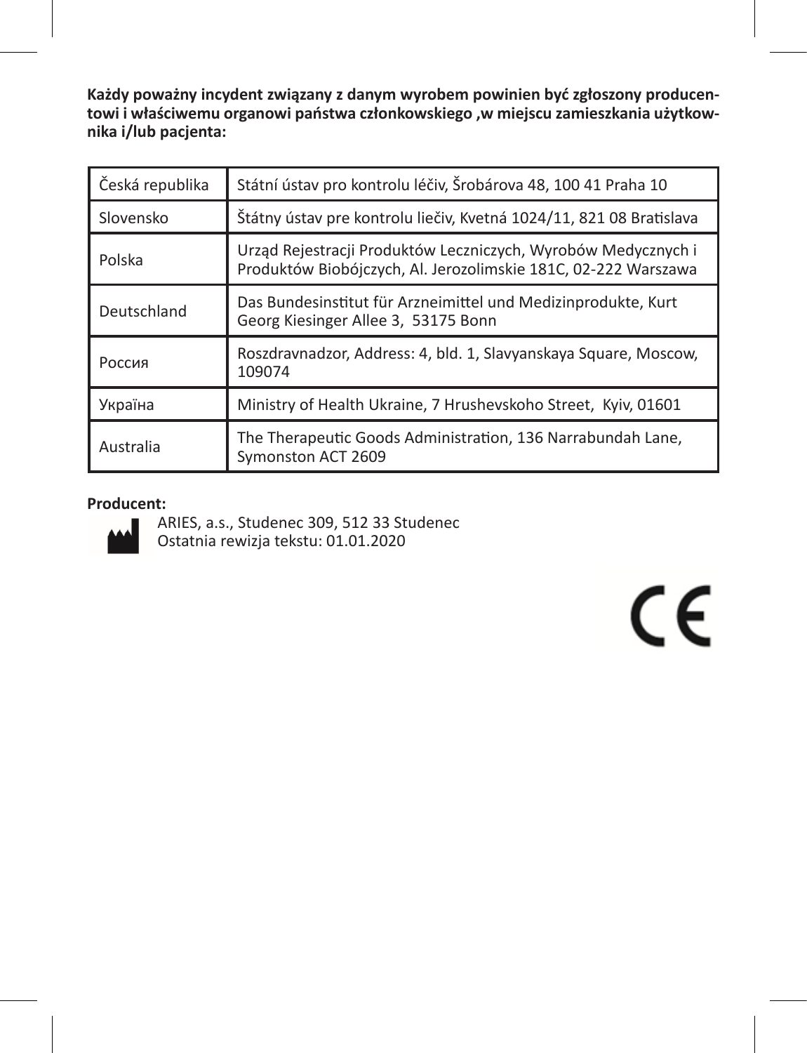**Każdy poważny incydent związany z danym wyrobem powinien być zgłoszony producentowi i właściwemu organowi państwa członkowskiego ,w miejscu zamieszkania użytkownika i/lub pacjenta:**

| Česká republika | Státní ústav pro kontrolu léčiv, Šrobárova 48, 100 41 Praha 10 |
|---|---|
| Slovensko | Štátny ústav pre kontrolu liečiv, Kvetná 1024/11, 821 08 Bratislava |
| Polska | Urząd Rejestracji Produktów Leczniczych, Wyrobów Medycznych i Produktów Biobójczych, Al. Jerozolimskie 181C, 02-222 Warszawa |
| Deutschland | Das Bundesinstitut für Arzneimittel und Medizinprodukte, Kurt Georg Kiesinger Allee 3, 53175 Bonn |
| Россия | Roszdravnadzor, Address: 4, bld. 1, Slavyanskaya Square, Moscow, 109074 |
| Україна | Ministry of Health Ukraine, 7 Hrushevskoho Street, Kyiv, 01601 |
| Australia | The Therapeutic Goods Administration, 136 Narrabundah Lane, Symonston ACT 2609 |

**Producent:**

ARIES, a.s., Studenec 309, 512 33 Studenec
Ostatnia rewizja tekstu: 01.01.2020

CE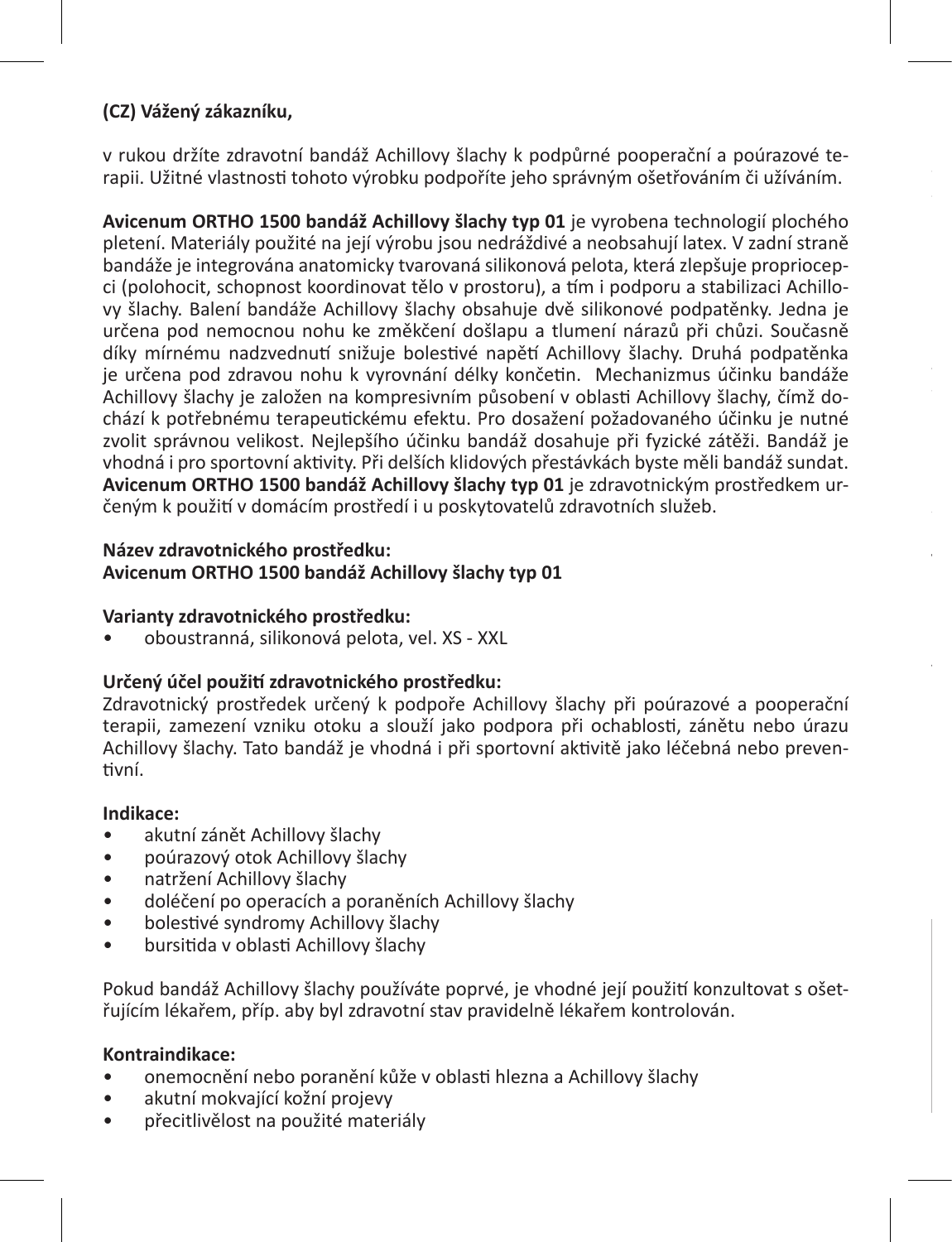**(CZ) Vážený zákazníku,**

v rukou držíte zdravotní bandáž Achillovy šlachy k podpůrné pooperační a poúrazové terapii. Užitné vlastnosti tohoto výrobku podpoříte jeho správným ošetřováním či užíváním.

**Avicenum ORTHO 1500 bandáž Achillovy šlachy typ 01** je vyrobena technologií plochého pletení. Materiály použité na její výrobu jsou nedráždivé a neobsahují latex. V zadní straně bandáže je integrována anatomicky tvarovaná silikonová pelota, která zlepšuje propriocepci (polohocit, schopnost koordinovat tělo v prostoru), a tím i podporu a stabilizaci Achillovy šlachy. Balení bandáže Achillovy šlachy obsahuje dvě silikonové podpatěnky. Jedna je určena pod nemocnou nohu ke změkčení došlapu a tlumení nárazů při chůzi. Současně díky mírnému nadzvednutí snižuje bolestivé napětí Achillovy šlachy. Druhá podpatěnka je určena pod zdravou nohu k vyrovnání délky končetin. Mechanizmus účinku bandáže Achillovy šlachy je založen na kompresivním působení v oblasti Achillovy šlachy, čímž dochází k potřebnému terapeutickému efektu. Pro dosažení požadovaného účinku je nutné zvolit správnou velikost. Nejlepšího účinku bandáž dosahuje při fyzické zátěži. Bandáž je vhodná i pro sportovní aktivity. Při delších klidových přestávkách byste měli bandáž sundat. **Avicenum ORTHO 1500 bandáž Achillovy šlachy typ 01** je zdravotnickým prostředkem určeným k použití v domácím prostředí i u poskytovatelů zdravotních služeb.

**Název zdravotnického prostředku:**
**Avicenum ORTHO 1500 bandáž Achillovy šlachy typ 01**

**Varianty zdravotnického prostředku:**

- oboustranná, silikonová pelota, vel. XS - XXL

**Určený účel použití zdravotnického prostředku:**
Zdravotnický prostředek určený k podpoře Achillovy šlachy při poúrazové a pooperační terapii, zamezení vzniku otoku a slouží jako podpora při ochablosti, zánětu nebo úrazu Achillovy šlachy. Tato bandáž je vhodná i při sportovní aktivitě jako léčebná nebo preventivní.

**Indikace:**

- akutní zánět Achillovy šlachy
- poúrazový otok Achillovy šlachy
- natržení Achillovy šlachy
- doléčení po operacích a poraněních Achillovy šlachy
- bolestivé syndromy Achillovy šlachy
- bursitida v oblasti Achillovy šlachy

Pokud bandáž Achillovy šlachy používáte poprvé, je vhodné její použití konzultovat s ošetřujícím lékařem, příp. aby byl zdravotní stav pravidelně lékařem kontrolován.

**Kontraindikace:**

- onemocnění nebo poranění kůže v oblasti hlezna a Achillovy šlachy
- akutní mokvající kožní projevy
- přecitlivělost na použité materiály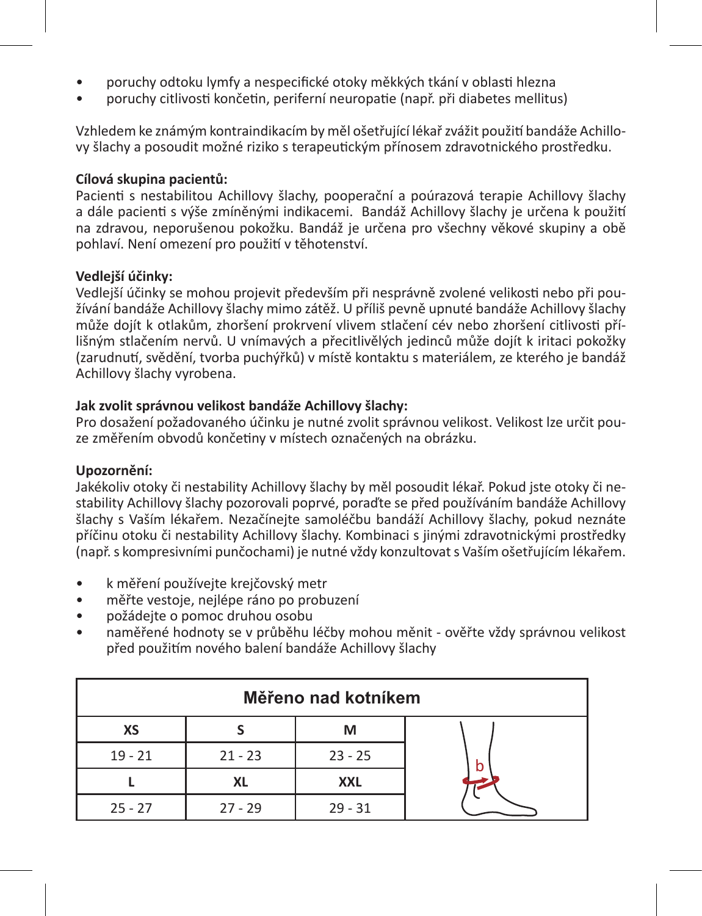- poruchy odtoku lymfy a nespecifické otoky měkkých tkání v oblasti hlezna
- poruchy citlivosti končetin, periferní neuropatie (např. při diabetes mellitus)

Vzhledem ke známým kontraindikacím by měl ošetřující lékař zvážit použití bandáže Achillovy šlachy a posoudit možné riziko s terapeutickým přínosem zdravotnického prostředku.

**Cílová skupina pacientů:**
Pacienti s nestabilitou Achillovy šlachy, pooperační a poúrazová terapie Achillovy šlachy a dále pacienti s výše zmíněnými indikacemi. Bandáž Achillovy šlachy je určena k použití na zdravou, neporušenou pokožku. Bandáž je určena pro všechny věkové skupiny a obě pohlaví. Není omezení pro použití v těhotenství.

**Vedlejší účinky:**
Vedlejší účinky se mohou projevit především při nesprávně zvolené velikosti nebo při používání bandáže Achillovy šlachy mimo zátěž. U příliš pevně upnuté bandáže Achillovy šlachy může dojít k otlakům, zhoršení prokrvení vlivem stlačení cév nebo zhoršení citlivosti přílišným stlačením nervů. U vnímavých a přecitlivělých jedinců může dojít k iritaci pokožky (zarudnutí, svědění, tvorba puchýřků) v místě kontaktu s materiálem, ze kterého je bandáž Achillovy šlachy vyrobena.

**Jak zvolit správnou velikost bandáže Achillovy šlachy:**
Pro dosažení požadovaného účinku je nutné zvolit správnou velikost. Velikost lze určit pouze změřením obvodů končetiny v místech označených na obrázku.

**Upozornění:**
Jakékoliv otoky či nestability Achillovy šlachy by měl posoudit lékař. Pokud jste otoky či nestability Achillovy šlachy pozorovali poprvé, poraďte se před používáním bandáže Achillovy šlachy s Vaším lékařem. Nezačínejte samoléčbu bandáží Achillovy šlachy, pokud neznáte příčinu otoku či nestability Achillovy šlachy. Kombinaci s jinými zdravotnickými prostředky (např. s kompresivními punčochami) je nutné vždy konzultovat s Vaším ošetřujícím lékařem.

- k měření používejte krejčovský metr
- měřte vestoje, nejlépe ráno po probuzení
- požádejte o pomoc druhou osobu
- naměřené hodnoty se v průběhu léčby mohou měnit - ověřte vždy správnou velikost před použitím nového balení bandáže Achillovy šlachy

| Měřeno nad kotníkem | | | |
|---|---|---|---|
| **XS** | **S** | **M** | b |
| 19 - 21 | 21 - 23 | 23 - 25 | |
| **L** | **XL** | **XXL** | |
| 25 - 27 | 27 - 29 | 29 - 31 | |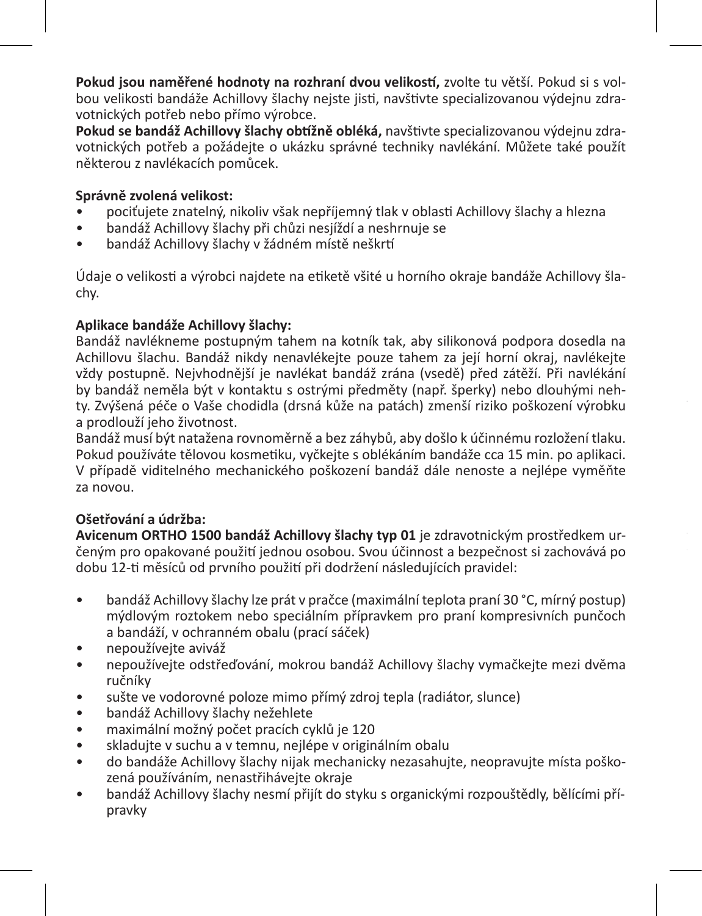**Pokud jsou naměřené hodnoty na rozhraní dvou velikostí,** zvolte tu větší. Pokud si s volbou velikosti bandáže Achillovy šlachy nejste jisti, navštivte specializovanou výdejnu zdravotnických potřeb nebo přímo výrobce.
**Pokud se bandáž Achillovy šlachy obtížně obléká,** navštivte specializovanou výdejnu zdravotnických potřeb a požádejte o ukázku správné techniky navlékání. Můžete také použít některou z navlékacích pomůcek.

**Správně zvolená velikost:**

- pociťujete znatelný, nikoliv však nepříjemný tlak v oblasti Achillovy šlachy a hlezna
- bandáž Achillovy šlachy při chůzi nesjíždí a neshrnuje se
- bandáž Achillovy šlachy v žádném místě neškrtí

Údaje o velikosti a výrobci najdete na etiketě všité u horního okraje bandáže Achillovy šlachy.

**Aplikace bandáže Achillovy šlachy:**
Bandáž navlékneme postupným tahem na kotník tak, aby silikonová podpora dosedla na Achillovu šlachu. Bandáž nikdy nenavlékejte pouze tahem za její horní okraj, navlékejte vždy postupně. Nejvhodnější je navlékat bandáž zrána (vsedě) před zátěží. Při navlékání by bandáž neměla být v kontaktu s ostrými předměty (např. šperky) nebo dlouhými nehty. Zvýšená péče o Vaše chodidla (drsná kůže na patách) zmenší riziko poškození výrobku a prodlouží jeho životnost.
Bandáž musí být natažena rovnoměrně a bez záhybů, aby došlo k účinnému rozložení tlaku. Pokud používáte tělovou kosmetiku, vyčkejte s oblékáním bandáže cca 15 min. po aplikaci. V případě viditelného mechanického poškození bandáž dále nenoste a nejlépe vyměňte za novou.

**Ošetřování a údržba:**
**Avicenum ORTHO 1500 bandáž Achillovy šlachy typ 01** je zdravotnickým prostředkem určeným pro opakované použití jednou osobou. Svou účinnost a bezpečnost si zachovává po dobu 12-ti měsíců od prvního použití při dodržení následujících pravidel:

- bandáž Achillovy šlachy lze prát v pračce (maximální teplota praní 30 °C, mírný postup) mýdlovým roztokem nebo speciálním přípravkem pro praní kompresivních punčoch a bandáží, v ochranném obalu (prací sáček)
- nepoužívejte aviváž
- nepoužívejte odstřeďování, mokrou bandáž Achillovy šlachy vymačkejte mezi dvěma ručníky
- sušte ve vodorovné poloze mimo přímý zdroj tepla (radiátor, slunce)
- bandáž Achillovy šlachy nežehlete
- maximální možný počet pracích cyklů je 120
- skladujte v suchu a v temnu, nejlépe v originálním obalu
- do bandáže Achillovy šlachy nijak mechanicky nezasahujte, neopravujte místa poškozená používáním, nenastřihávejte okraje
- bandáž Achillovy šlachy nesmí přijít do styku s organickými rozpouštědly, bělícími přípravky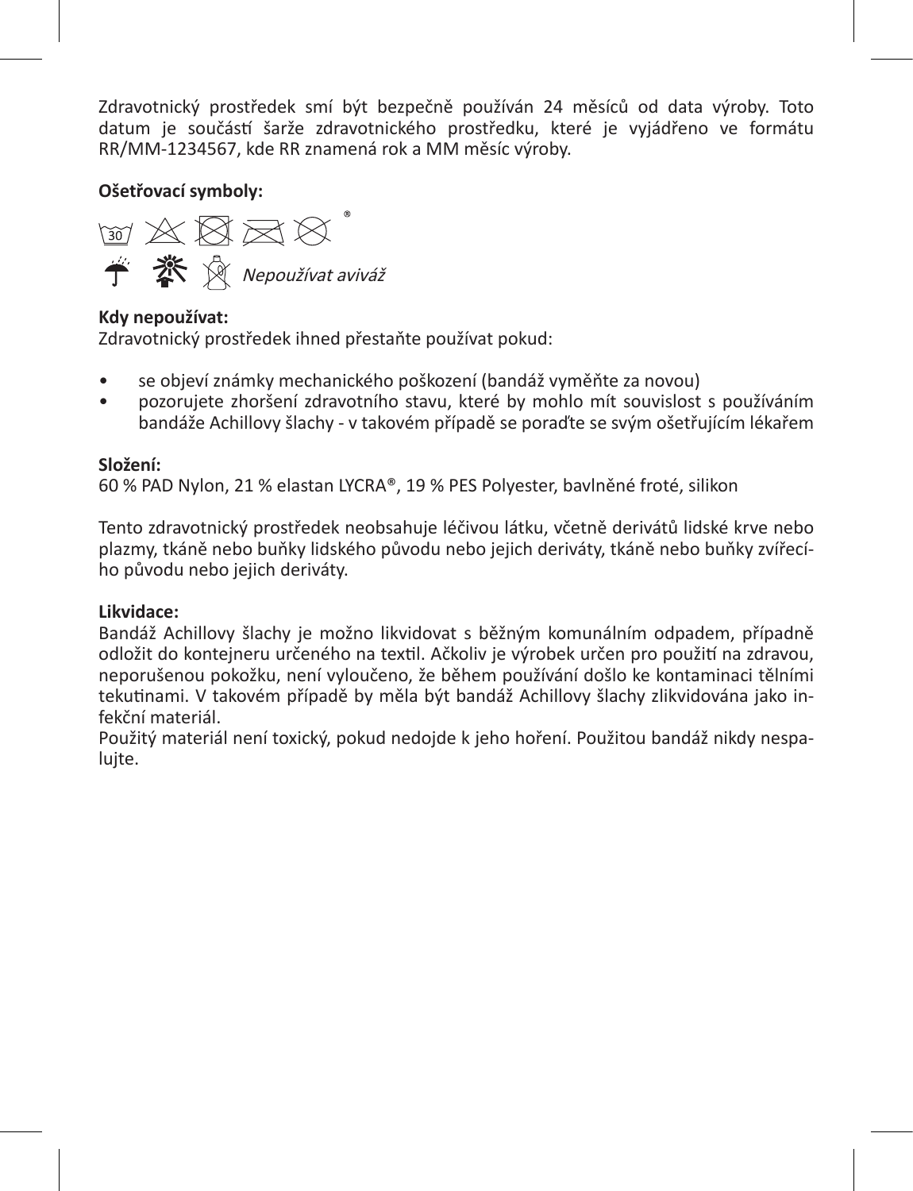Zdravotnický prostředek smí být bezpečně používán 24 měsíců od data výroby. Toto datum je součástí šarže zdravotnického prostředku, které je vyjádřeno ve formátu RR/MM-1234567, kde RR znamená rok a MM měsíc výroby.

**Ošetřovací symboly:**

*Nepoužívat aviváž*

**Kdy nepoužívat:**

Zdravotnický prostředek ihned přestaňte používat pokud:

- se objeví známky mechanického poškození (bandáž vyměňte za novou)
- pozorujete zhoršení zdravotního stavu, které by mohlo mít souvislost s používáním bandáže Achillovy šlachy - v takovém případě se poraďte se svým ošetřujícím lékařem

**Složení:**

60 % PAD Nylon, 21 % elastan LYCRA®, 19 % PES Polyester, bavlněné froté, silikon

Tento zdravotnický prostředek neobsahuje léčivou látku, včetně derivátů lidské krve nebo plazmy, tkáně nebo buňky lidského původu nebo jejich deriváty, tkáně nebo buňky zvířecího původu nebo jejich deriváty.

**Likvidace:**

Bandáž Achillovy šlachy je možno likvidovat s běžným komunálním odpadem, případně odložit do kontejneru určeného na textil. Ačkoliv je výrobek určen pro použití na zdravou, neporušenou pokožku, není vyloučeno, že během používání došlo ke kontaminaci tělními tekutinami. V takovém případě by měla být bandáž Achillovy šlachy zlikvidována jako infekční materiál.

Použitý materiál není toxický, pokud nedojde k jeho hoření. Použitou bandáž nikdy nespalujte.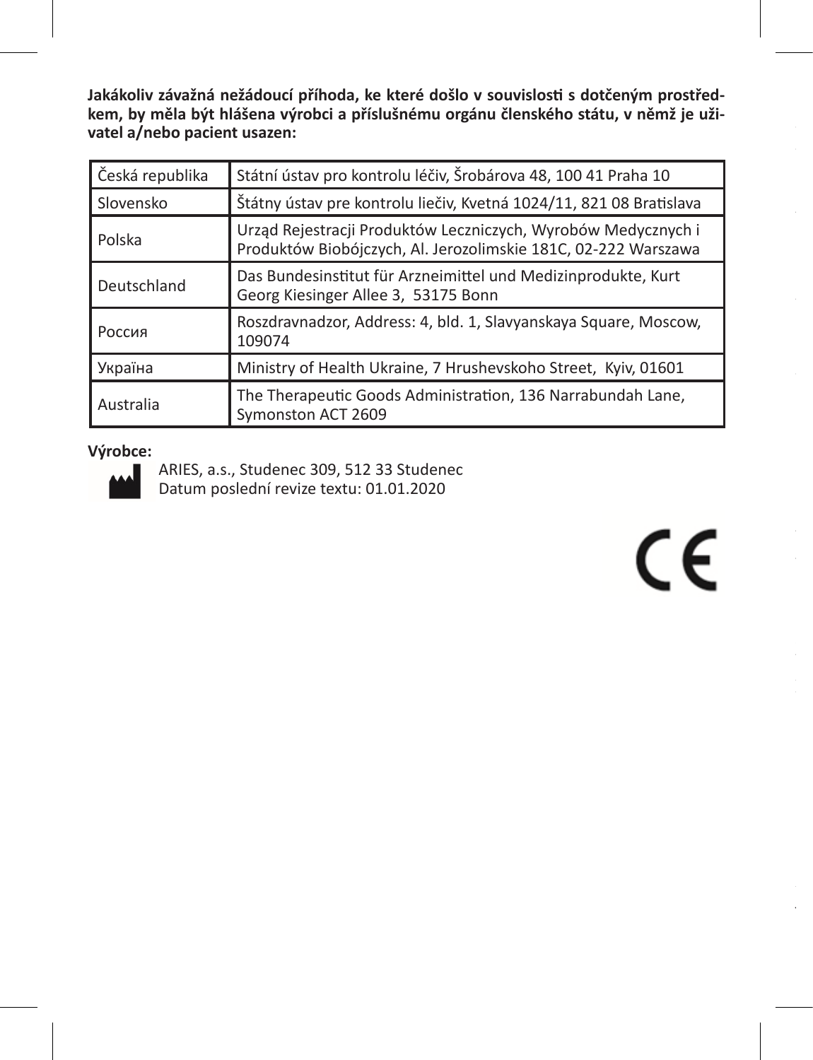**Jakákoliv závažná nežádoucí příhoda, ke které došlo v souvislosti s dotčeným prostředkem, by měla být hlášena výrobci a příslušnému orgánu členského státu, v němž je uživatel a/nebo pacient usazen:**

| | |
|---|---|
| Česká republika | Státní ústav pro kontrolu léčiv, Šrobárova 48, 100 41 Praha 10 |
| Slovensko | Štátny ústav pre kontrolu liečiv, Kvetná 1024/11, 821 08 Bratislava |
| Polska | Urząd Rejestracji Produktów Leczniczych, Wyrobów Medycznych i Produktów Biobójczych, Al. Jerozolimskie 181C, 02-222 Warszawa |
| Deutschland | Das Bundesinstitut für Arzneimittel und Medizinprodukte, Kurt Georg Kiesinger Allee 3, 53175 Bonn |
| Россия | Roszdravnadzor, Address: 4, bld. 1, Slavyanskaya Square, Moscow, 109074 |
| Україна | Ministry of Health Ukraine, 7 Hrushevskoho Street, Kyiv, 01601 |
| Australia | The Therapeutic Goods Administration, 136 Narrabundah Lane, Symonston ACT 2609 |

**Výrobce:**

ARIES, a.s., Studenec 309, 512 33 Studenec
Datum poslední revize textu: 01.01.2020

CE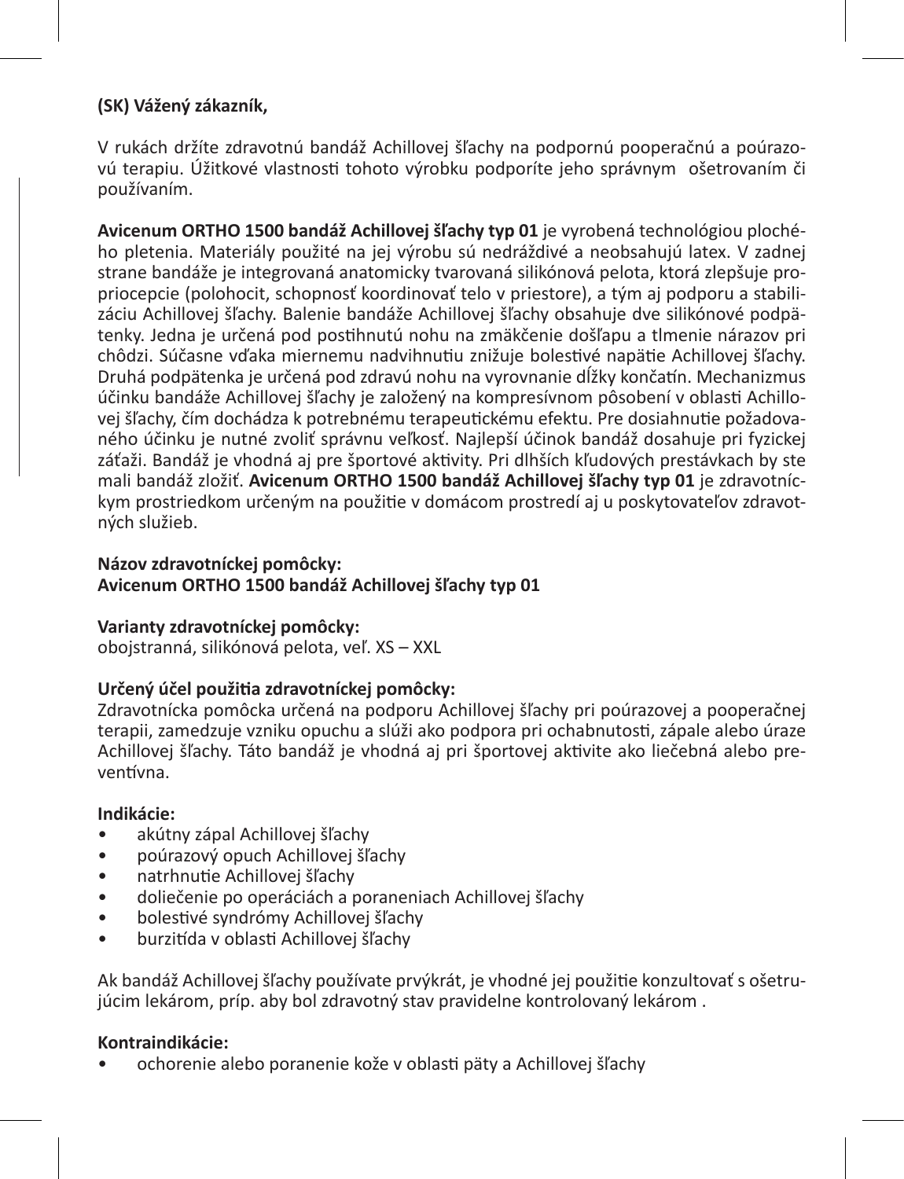**(SK) Vážený zákazník,**

V rukách držíte zdravotnú bandáž Achillovej šľachy na podpornú pooperačnú a poúrazovú terapiu. Úžitkové vlastnosti tohoto výrobku podporíte jeho správnym ošetrovaním či používaním.

**Avicenum ORTHO 1500 bandáž Achillovej šľachy typ 01** je vyrobená technológiou plochého pletenia. Materiály použité na jej výrobu sú nedráždivé a neobsahujú latex. V zadnej strane bandáže je integrovaná anatomicky tvarovaná silikónová pelota, ktorá zlepšuje propriocepcie (polohocit, schopnosť koordinovať telo v priestore), a tým aj podporu a stabilizáciu Achillovej šľachy. Balenie bandáže Achillovej šľachy obsahuje dve silikónové podpätenky. Jedna je určená pod postihnutú nohu na zmäkčenie došľapu a tlmenie nárazov pri chôdzi. Súčasne vďaka miernemu nadvihnutiu znižuje bolestivé napätie Achillovej šľachy. Druhá podpätenka je určená pod zdravú nohu na vyrovnanie dĺžky končatín. Mechanizmus účinku bandáže Achillovej šľachy je založený na kompresívnom pôsobení v oblasti Achillovej šľachy, čím dochádza k potrebnému terapeutickému efektu. Pre dosiahnutie požadovaného účinku je nutné zvoliť správnu veľkosť. Najlepší účinok bandáž dosahuje pri fyzickej záťaži. Bandáž je vhodná aj pre športové aktivity. Pri dlhších kľudových prestávkach by ste mali bandáž zložiť. **Avicenum ORTHO 1500 bandáž Achillovej šľachy typ 01** je zdravotníckym prostriedkom určeným na použitie v domácom prostredí aj u poskytovateľov zdravotných služieb.

**Názov zdravotníckej pomôcky:**
**Avicenum ORTHO 1500 bandáž Achillovej šľachy typ 01**

**Varianty zdravotníckej pomôcky:**
obojstranná, silikónová pelota, veľ. XS – XXL

**Určený účel použitia zdravotníckej pomôcky:**
Zdravotnícka pomôcka určená na podporu Achillovej šľachy pri poúrazovej a pooperačnej terapii, zamedzuje vzniku opuchu a slúži ako podpora pri ochabnutosti, zápale alebo úraze Achillovej šľachy. Táto bandáž je vhodná aj pri športovej aktivite ako liečebná alebo preventívna.

**Indikácie:**
- akútny zápal Achillovej šľachy
- poúrazový opuch Achillovej šľachy
- natrhnutie Achillovej šľachy
- doliečenie po operáciách a poraneniach Achillovej šľachy
- bolestivé syndrómy Achillovej šľachy
- burzitída v oblasti Achillovej šľachy

Ak bandáž Achillovej šľachy používate prvýkrát, je vhodné jej použitie konzultovať s ošetrujúcim lekárom, príp. aby bol zdravotný stav pravidelne kontrolovaný lekárom .

**Kontraindikácie:**
- ochorenie alebo poranenie kože v oblasti päty a Achillovej šľachy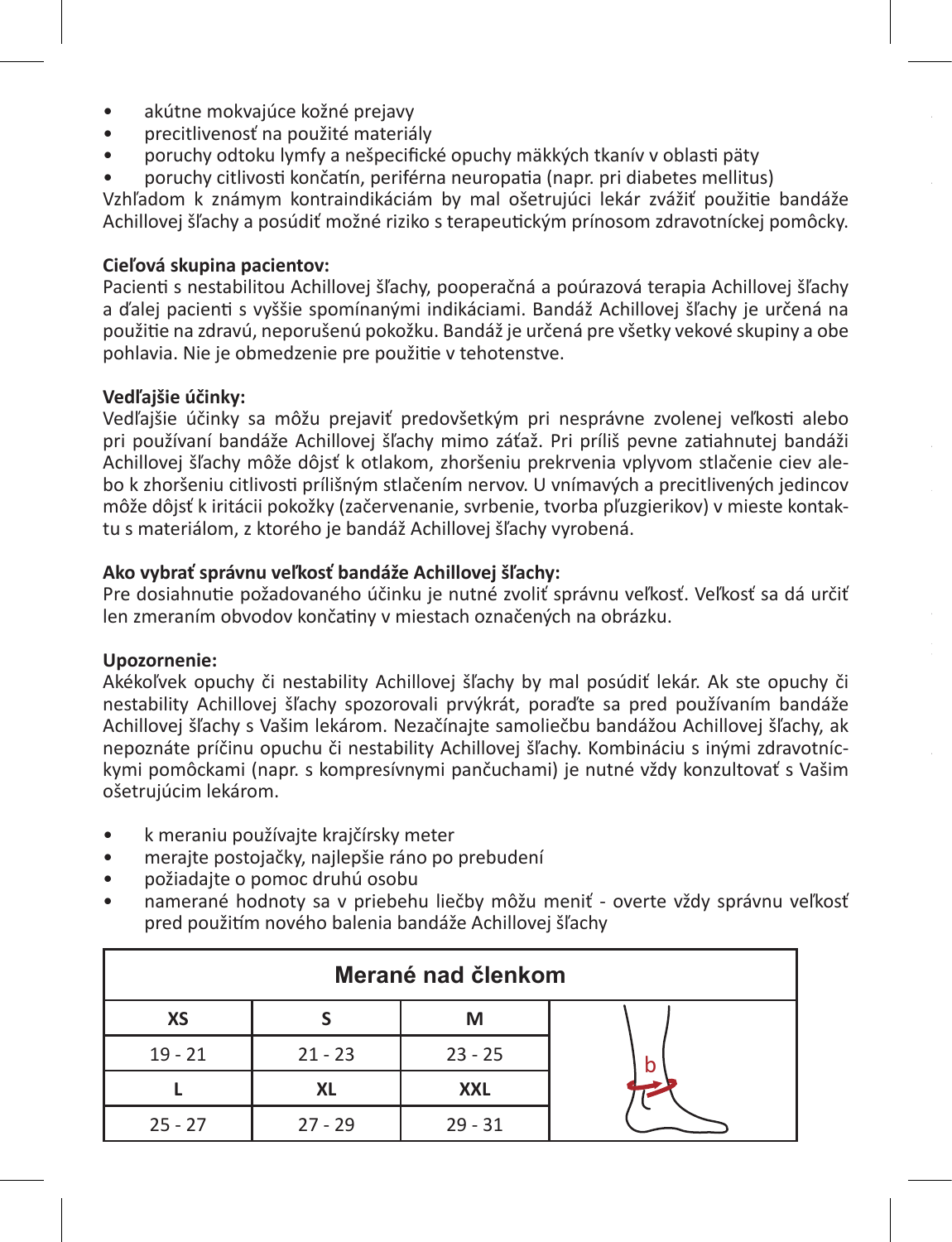- akútne mokvajúce kožné prejavy
- precitlivenosť na použité materiály
- poruchy odtoku lymfy a nešpecifické opuchy mäkkých tkanív v oblasti päty
- poruchy citlivosti končatín, periférna neuropatia (napr. pri diabetes mellitus)

Vzhľadom k známym kontraindikáciám by mal ošetrujúci lekár zvážiť použitie bandáže Achillovej šľachy a posúdiť možné riziko s terapeutickým prínosom zdravotníckej pomôcky.

**Cieľová skupina pacientov:**
Pacienti s nestabilitou Achillovej šľachy, pooperačná a poúrazová terapia Achillovej šľachy a ďalej pacienti s vyššie spomínanými indikáciami. Bandáž Achillovej šľachy je určená na použitie na zdravú, neporušenú pokožku. Bandáž je určená pre všetky vekové skupiny a obe pohlavia. Nie je obmedzenie pre použitie v tehotenstve.

**Vedľajšie účinky:**
Vedľajšie účinky sa môžu prejaviť predovšetkým pri nesprávne zvolenej veľkosti alebo pri používaní bandáže Achillovej šľachy mimo záťaž. Pri príliš pevne zatiahnutej bandáži Achillovej šľachy môže dôjsť k otlakom, zhoršeniu prekrvenia vplyvom stlačenie ciev alebo k zhoršeniu citlivosti prílišným stlačením nervov. U vnímavých a precitlivených jedincov môže dôjsť k iritácii pokožky (začervenanie, svrbenie, tvorba pľuzgierikov) v mieste kontaktu s materiálom, z ktorého je bandáž Achillovej šľachy vyrobená.

**Ako vybrať správnu veľkosť bandáže Achillovej šľachy:**
Pre dosiahnutie požadovaného účinku je nutné zvoliť správnu veľkosť. Veľkosť sa dá určiť len zmeraním obvodov končatiny v miestach označených na obrázku.

**Upozornenie:**
Akékoľvek opuchy či nestability Achillovej šľachy by mal posúdiť lekár. Ak ste opuchy či nestability Achillovej šľachy spozorovali prvýkrát, poraďte sa pred používaním bandáže Achillovej šľachy s Vašim lekárom. Nezačínajte samoliečbu bandážou Achillovej šľachy, ak nepoznáte príčinu opuchu či nestability Achillovej šľachy. Kombináciu s inými zdravotníckymi pomôckami (napr. s kompresívnymi pančuchami) je nutné vždy konzultovať s Vašim ošetrujúcim lekárom.

- k meraniu používajte krajčírsky meter
- merajte postojačky, najlepšie ráno po prebudení
- požiadajte o pomoc druhú osobu
- namerané hodnoty sa v priebehu liečby môžu meniť - overte vždy správnu veľkosť pred použitím nového balenia bandáže Achillovej šľachy

| Merané nad členkom | | |
|---|---|---|
| **XS** | **S** | **M** |
| 19 - 21 | 21 - 23 | 23 - 25 |
| **L** | **XL** | **XXL** |
| 25 - 27 | 27 - 29 | 29 - 31 |

b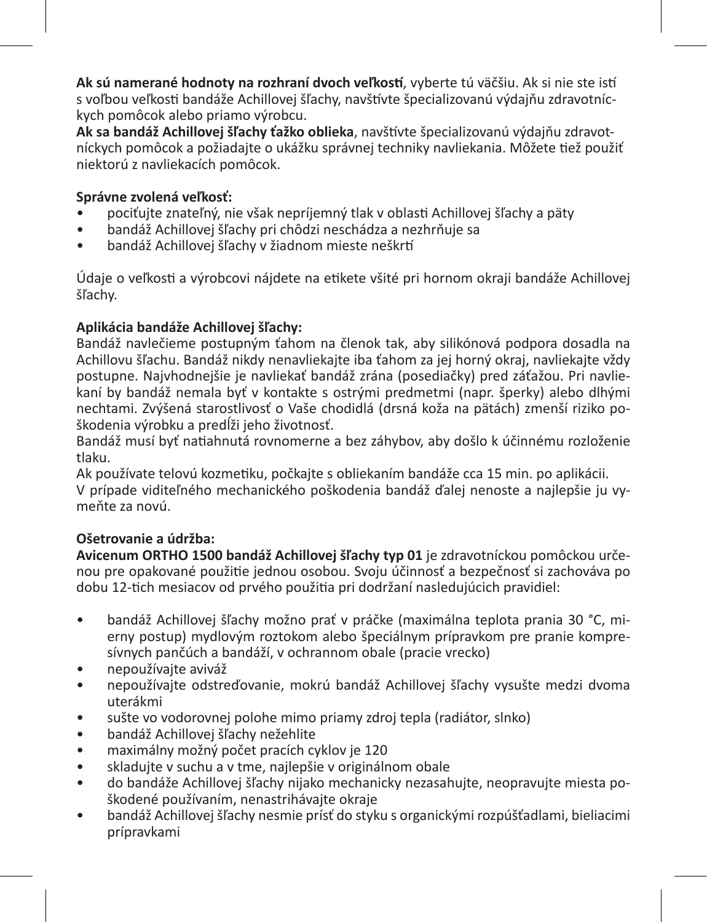**Ak sú namerané hodnoty na rozhraní dvoch veľkostí**, vyberte tú väčšiu. Ak si nie ste istí s voľbou veľkosti bandáže Achillovej šľachy, navštívte špecializovanú výdajňu zdravotníckych pomôcok alebo priamo výrobcu.
**Ak sa bandáž Achillovej šľachy ťažko oblieka**, navštívte špecializovanú výdajňu zdravotníckych pomôcok a požiadajte o ukážku správnej techniky navliekania. Môžete tiež použiť niektorú z navliekacích pomôcok.

**Správne zvolená veľkosť:**

- pociťujte znateľný, nie však nepríjemný tlak v oblasti Achillovej šľachy a päty
- bandáž Achillovej šľachy pri chôdzi neschádza a nezhrňuje sa
- bandáž Achillovej šľachy v žiadnom mieste neškrtí

Údaje o veľkosti a výrobcovi nájdete na etikete všité pri hornom okraji bandáže Achillovej šľachy.

**Aplikácia bandáže Achillovej šľachy:**
Bandáž navlečieme postupným ťahom na členok tak, aby silikónová podpora dosadla na Achillovu šľachu. Bandáž nikdy nenavliekajte iba ťahom za jej horný okraj, navliekajte vždy postupne. Najvhodnejšie je navliekať bandáž zrána (posediačky) pred záťažou. Pri navliekaní by bandáž nemala byť v kontakte s ostrými predmetmi (napr. šperky) alebo dlhými nechtami. Zvýšená starostlivosť o Vaše chodidlá (drsná koža na pätách) zmenší riziko poškodenia výrobku a predĺži jeho životnosť.
Bandáž musí byť natiahnutá rovnomerne a bez záhybov, aby došlo k účinnému rozloženie tlaku.
Ak používate telovú kozmetiku, počkajte s obliekaním bandáže cca 15 min. po aplikácii.
V prípade viditeľného mechanického poškodenia bandáž ďalej nenoste a najlepšie ju vymeňte za novú.

**Ošetrovanie a údržba:**
**Avicenum ORTHO 1500 bandáž Achillovej šľachy typ 01** je zdravotníckou pomôckou určenou pre opakované použitie jednou osobou. Svoju účinnosť a bezpečnosť si zachováva po dobu 12-tich mesiacov od prvého použitia pri dodržaní nasledujúcich pravidiel:

- bandáž Achillovej šľachy možno prať v práčke (maximálna teplota prania 30 °C, mierny postup) mydlovým roztokom alebo špeciálnym prípravkom pre pranie kompresívnych pančúch a bandáží, v ochrannom obale (pracie vrecko)
- nepoužívajte aviváž
- nepoužívajte odstreďovanie, mokrú bandáž Achillovej šľachy vysušte medzi dvoma uterákmi
- sušte vo vodorovnej polohe mimo priamy zdroj tepla (radiátor, slnko)
- bandáž Achillovej šľachy nežehlite
- maximálny možný počet pracích cyklov je 120
- skladujte v suchu a v tme, najlepšie v originálnom obale
- do bandáže Achillovej šľachy nijako mechanicky nezasahujte, neopravujte miesta poškodené používaním, nenastrihávajte okraje
- bandáž Achillovej šľachy nesmie prísť do styku s organickými rozpúšťadlami, bieliacimi prípravkami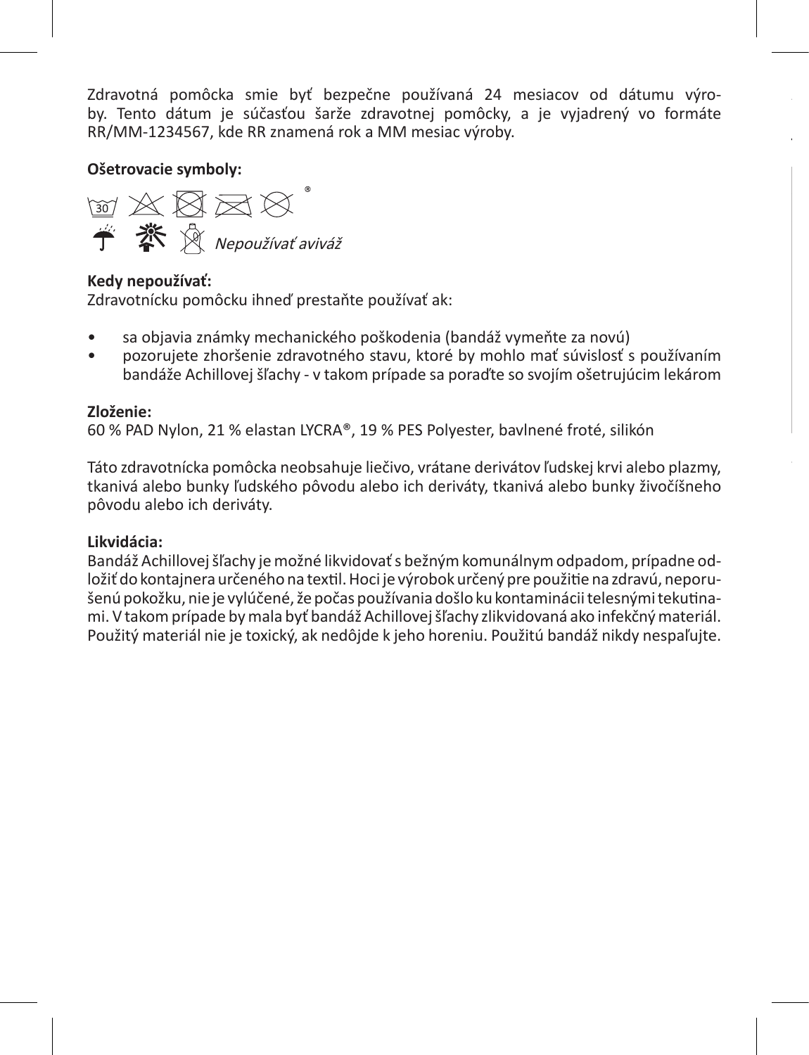Zdravotná pomôcka smie byť bezpečne používaná 24 mesiacov od dátumu výroby. Tento dátum je súčasťou šarže zdravotnej pomôcky, a je vyjadrený vo formáte RR/MM-1234567, kde RR znamená rok a MM mesiac výroby.

**Ošetrovacie symboly:**

*Nepoužívať aviváž*

**Kedy nepoužívať:**

Zdravotnícku pomôcku ihneď prestaňte používať ak:

- sa objavia známky mechanického poškodenia (bandáž vymeňte za novú)
- pozorujete zhoršenie zdravotného stavu, ktoré by mohlo mať súvislosť s používaním bandáže Achillovej šľachy - v takom prípade sa poraďte so svojím ošetrujúcim lekárom

**Zloženie:**

60 % PAD Nylon, 21 % elastan LYCRA®, 19 % PES Polyester, bavlnené froté, silikón

Táto zdravotnícka pomôcka neobsahuje liečivo, vrátane derivátov ľudskej krvi alebo plazmy, tkanivá alebo bunky ľudského pôvodu alebo ich deriváty, tkanivá alebo bunky živočíšneho pôvodu alebo ich deriváty.

**Likvidácia:**

Bandáž Achillovej šľachy je možné likvidovať s bežným komunálnym odpadom, prípadne odložiť do kontajnera určeného na textil. Hoci je výrobok určený pre použitie na zdravú, neporušenú pokožku, nie je vylúčené, že počas používania došlo ku kontaminácii telesnými tekutinami. V takom prípade by mala byť bandáž Achillovej šľachy zlikvidovaná ako infekčný materiál. Použitý materiál nie je toxický, ak nedôjde k jeho horeniu. Použitú bandáž nikdy nespaľujte.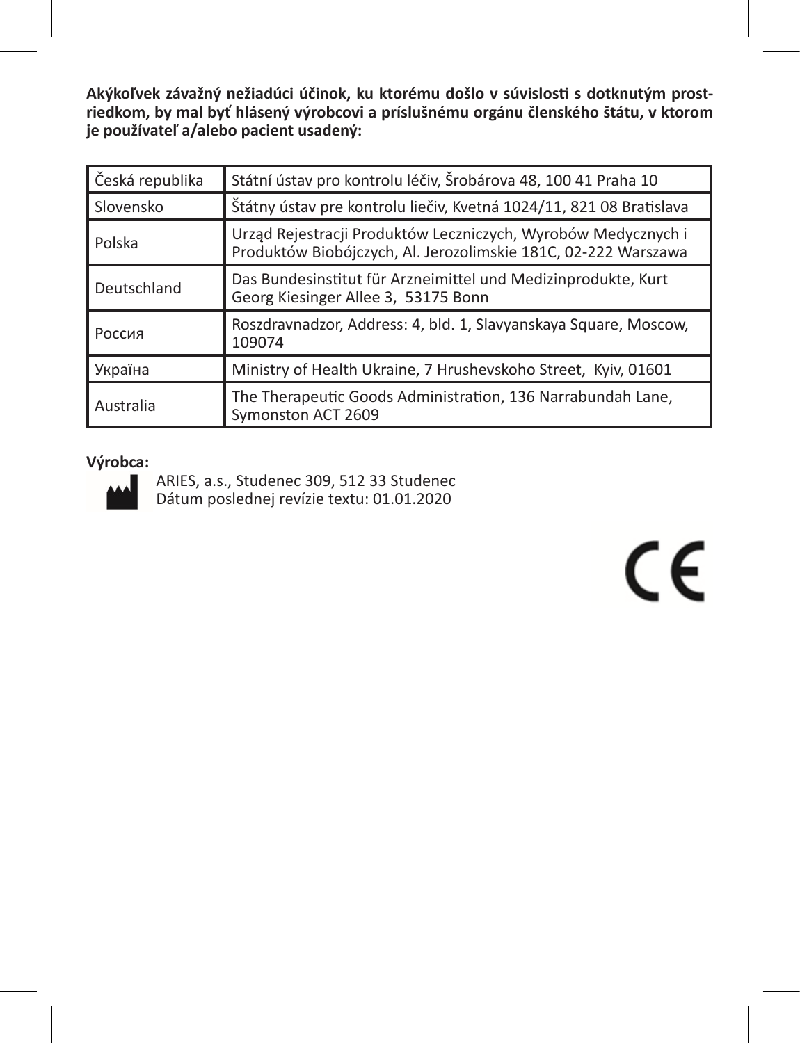**Akýkoľvek závažný nežiadúci účinok, ku ktorému došlo v súvislosti s dotknutým prostriedkom, by mal byť hlásený výrobcovi a príslušnému orgánu členského štátu, v ktorom je používateľ a/alebo pacient usadený:**

| Česká republika | Státní ústav pro kontrolu léčiv, Šrobárova 48, 100 41 Praha 10 |
|---|---|
| Slovensko | Štátny ústav pre kontrolu liečiv, Kvetná 1024/11, 821 08 Bratislava |
| Polska | Urząd Rejestracji Produktów Leczniczych, Wyrobów Medycznych i Produktów Biobójczych, Al. Jerozolimskie 181C, 02-222 Warszawa |
| Deutschland | Das Bundesinstitut für Arzneimittel und Medizinprodukte, Kurt Georg Kiesinger Allee 3, 53175 Bonn |
| Россия | Roszdravnadzor, Address: 4, bld. 1, Slavyanskaya Square, Moscow, 109074 |
| Україна | Ministry of Health Ukraine, 7 Hrushevskoho Street, Kyiv, 01601 |
| Australia | The Therapeutic Goods Administration, 136 Narrabundah Lane, Symonston ACT 2609 |

**Výrobca:**

ARIES, a.s., Studenec 309, 512 33 Studenec
Dátum poslednej revízie textu: 01.01.2020

CE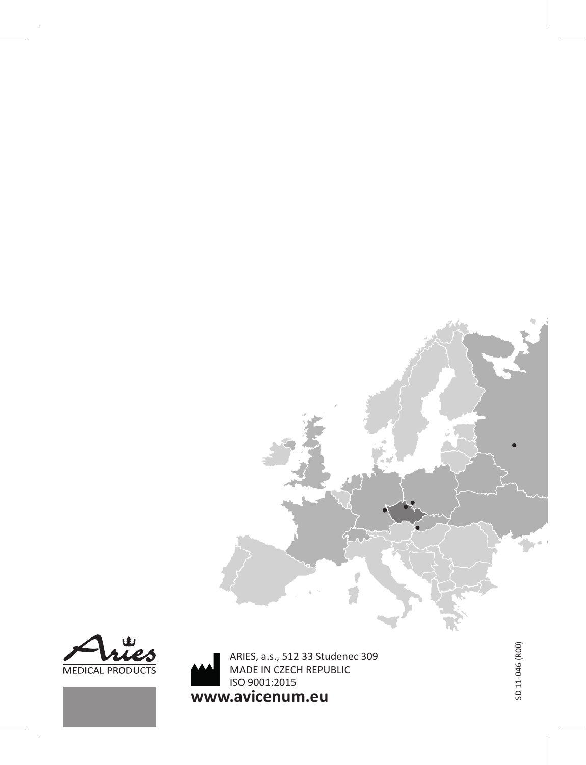Aries MEDICAL PRODUCTS

ARIES, a.s., 512 33 Studenec 309
MADE IN CZECH REPUBLIC
ISO 9001:2015

**www.avicenum.eu**

SD 11-046 (R00)